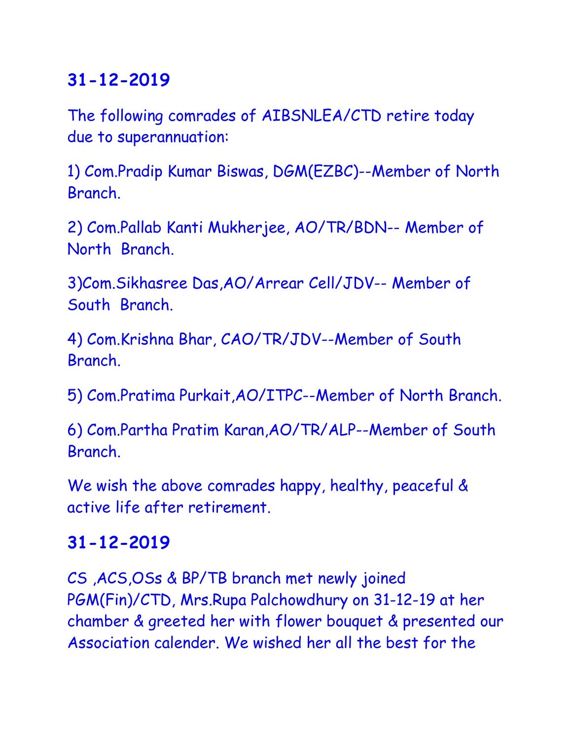## 31-12-2019

The following comrades of AIBSNLEA/CTD retire today due to superannuation:

1) Com.Pradip Kumar Biswas, DGM(EZBC)--Member of North Branch.

2) Com.Pallab Kanti Mukherjee, AO/TR/BDN-- Member of North Branch.

3)Com.Sikhasree Das,AO/Arrear Cell/JDV-- Member of South Branch.

4) Com.Krishna Bhar, CAO/TR/JDV--Member of South Branch.

5) Com.Pratima Purkait,AO/ITPC--Member of North Branch.

6) Com.Partha Pratim Karan,AO/TR/ALP--Member of South Branch.

We wish the above comrades happy, healthy, peaceful & active life after retirement.

## 31-12-2019

CS ,ACS,OSs & BP/TB branch met newly joined PGM(Fin)/CTD, Mrs.Rupa Palchowdhury on 31-12-19 at her chamber & greeted her with flower bouquet & presented our Association calender. We wished her all the best for the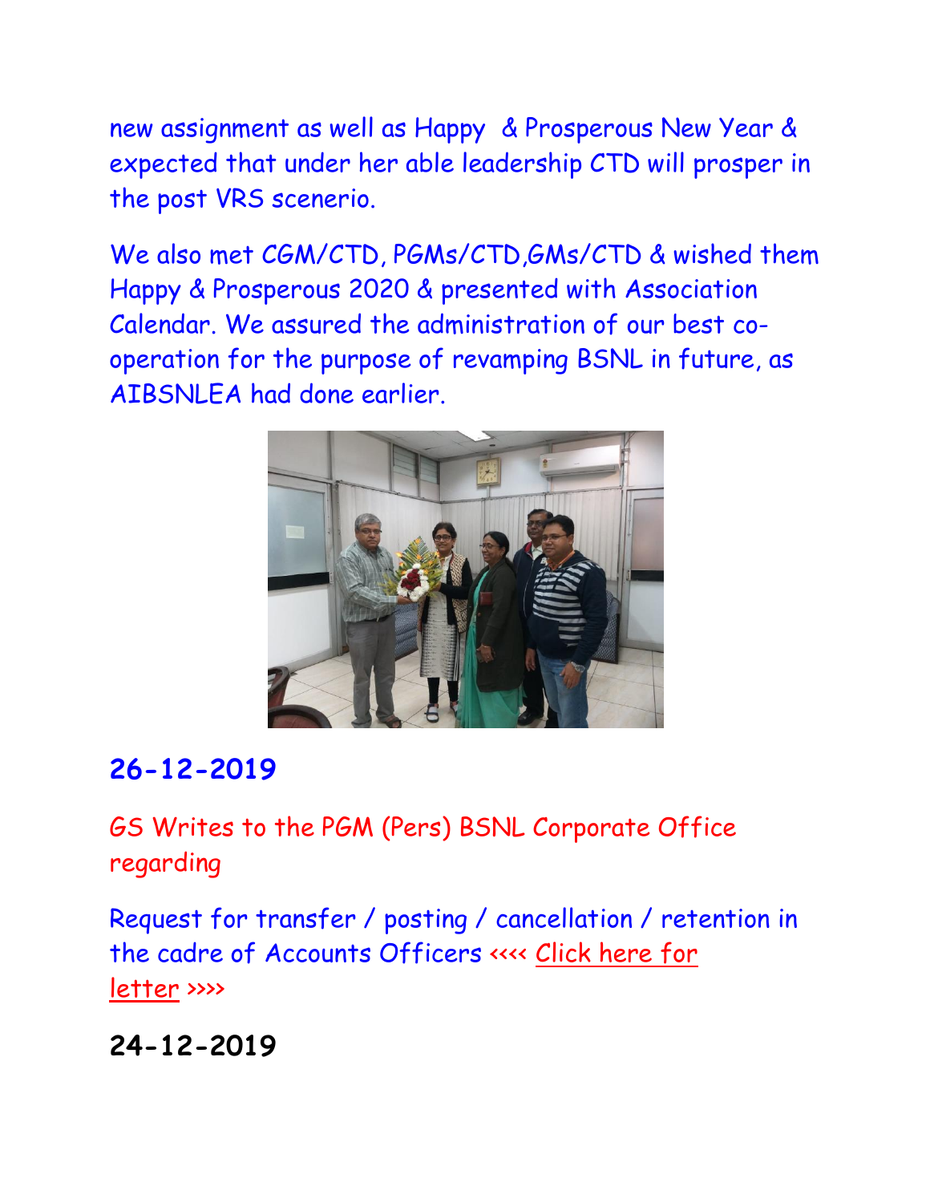new assignment as well as Happy & Prosperous New Year & expected that under her able leadership CTD will prosper in the post VRS scenerio.

We also met CGM/CTD, PGMs/CTD,GMs/CTD & wished them Happy & Prosperous 2020 & presented with Association Calendar. We assured the administration of our best co-operation for the purpose of revamping BSNL in future, as AIBSNLEA had done earlier.

## 26-12-2019

GS Writes to the PGM (Pers) BSNL Corporate Office regarding

Request for transfer / posting / cancellation / retention in the cadre of Accounts Officers <<<< Click here for letter >>>>

## 24-12-2019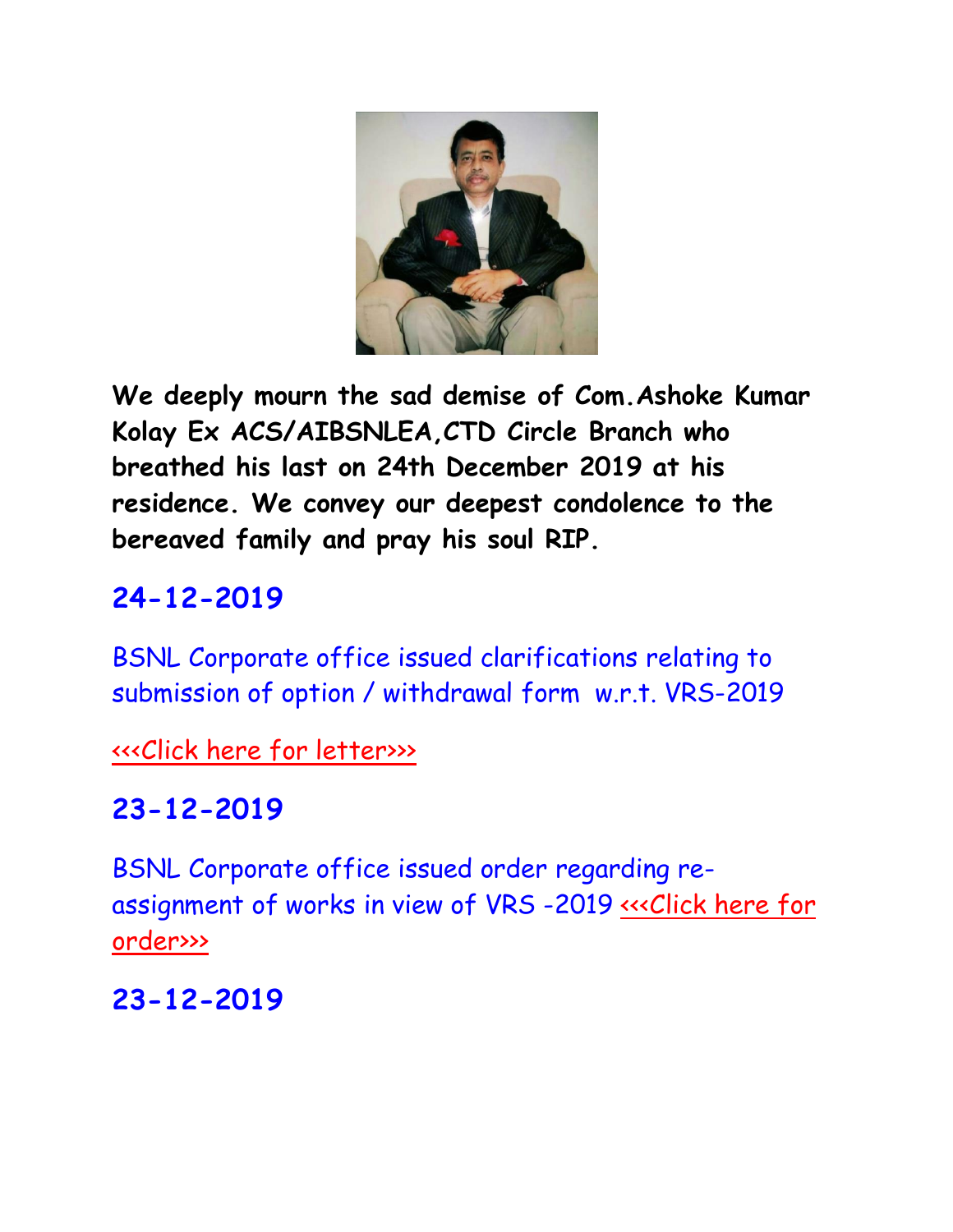**We deeply mourn the sad demise of Com.Ashoke Kumar Kolay Ex ACS/AIBSNLEA,CTD Circle Branch who breathed his last on 24th December 2019 at his residence. We convey our deepest condolence to the bereaved family and pray his soul RIP.**

## 24-12-2019

BSNL Corporate office issued clarifications relating to submission of option / withdrawal form w.r.t. VRS-2019

<<<Click here for letter>>>

## 23-12-2019

BSNL Corporate office issued order regarding re-assignment of works in view of VRS -2019 <<<Click here for order>>>

## 23-12-2019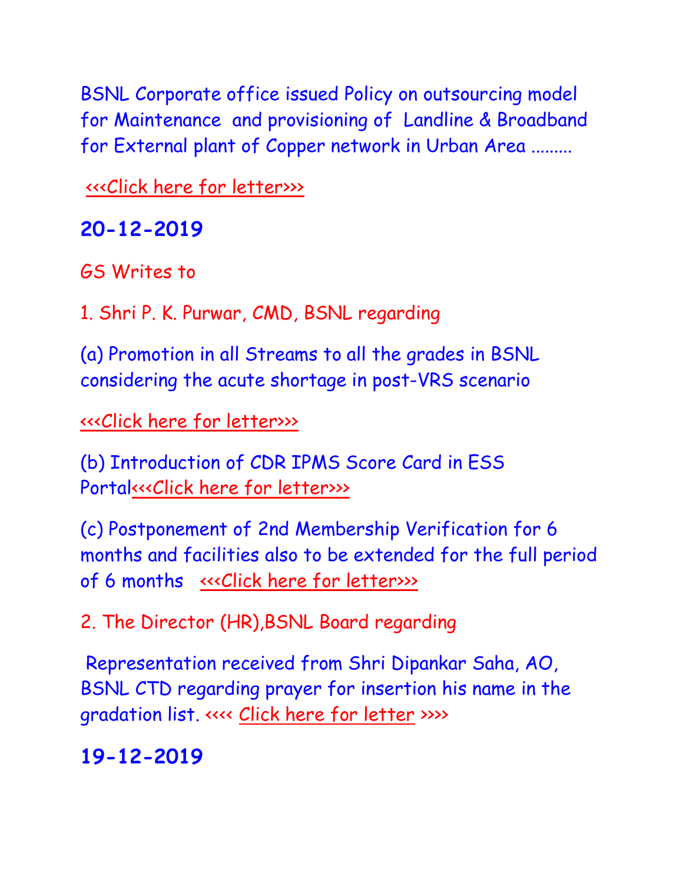BSNL Corporate office issued Policy on outsourcing model for Maintenance and provisioning of Landline & Broadband for External plant of Copper network in Urban Area .........

<<<Click here for letter>>>

## 20-12-2019

GS Writes to

1. Shri P. K. Purwar, CMD, BSNL regarding

(a) Promotion in all Streams to all the grades in BSNL considering the acute shortage in post-VRS scenario

<<<Click here for letter>>>

(b) Introduction of CDR IPMS Score Card in ESS Portal<<<Click here for letter>>>

(c) Postponement of 2nd Membership Verification for 6 months and facilities also to be extended for the full period of 6 months <<<Click here for letter>>>

2. The Director (HR),BSNL Board regarding

Representation received from Shri Dipankar Saha, AO, BSNL CTD regarding prayer for insertion his name in the gradation list. <<<< Click here for letter >>>>

## 19-12-2019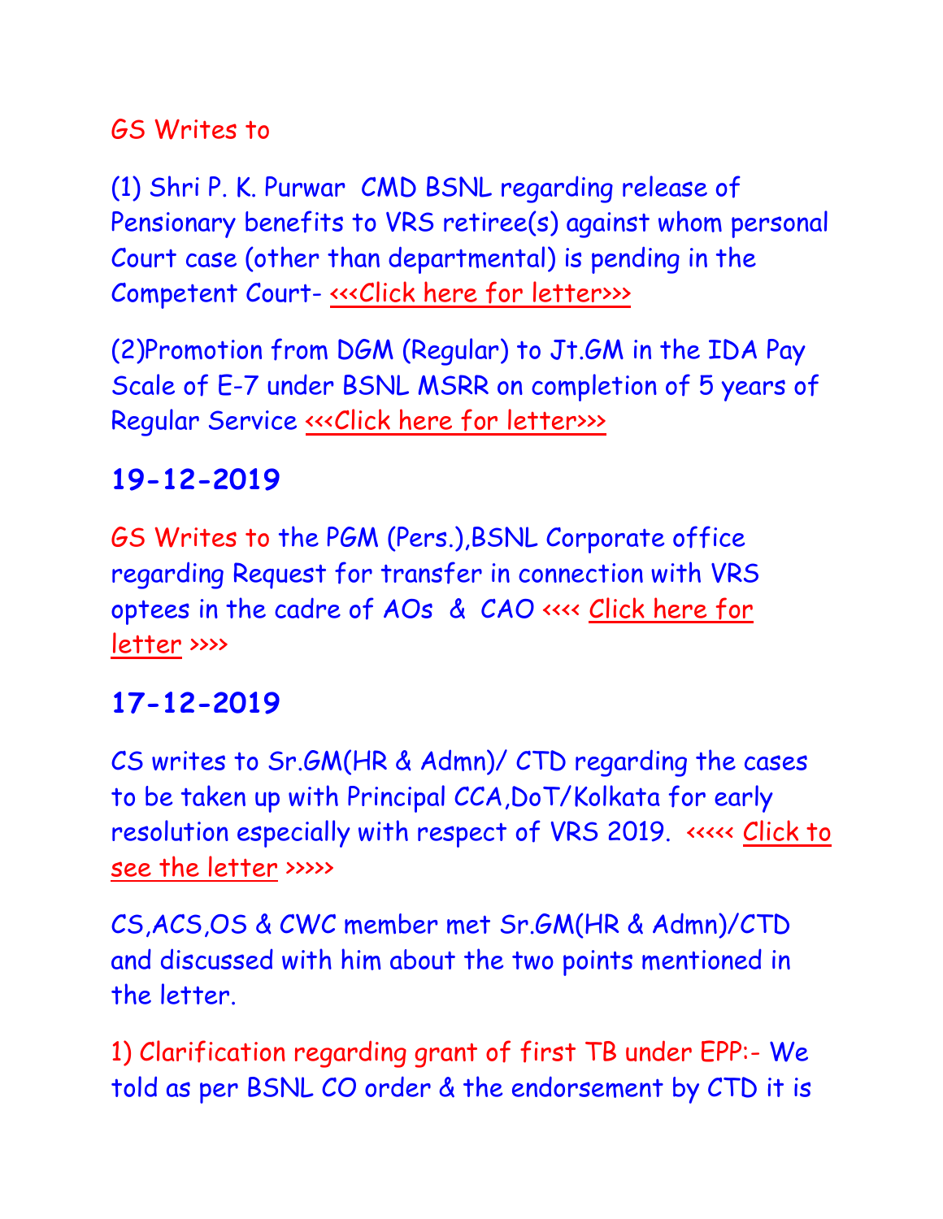GS Writes to

(1) Shri P. K. Purwar CMD BSNL regarding release of Pensionary benefits to VRS retiree(s) against whom personal Court case (other than departmental) is pending in the Competent Court- <<<Click here for letter>>>

(2)Promotion from DGM (Regular) to Jt.GM in the IDA Pay Scale of E-7 under BSNL MSRR on completion of 5 years of Regular Service <<<Click here for letter>>>

## 19-12-2019

GS Writes to the PGM (Pers.),BSNL Corporate office regarding Request for transfer in connection with VRS optees in the cadre of AOs & CAO <<<< Click here for letter >>>>

## 17-12-2019

CS writes to Sr.GM(HR & Admn)/ CTD regarding the cases to be taken up with Principal CCA,DoT/Kolkata for early resolution especially with respect of VRS 2019. <<<<< Click to see the letter >>>>>

CS,ACS,OS & CWC member met Sr.GM(HR & Admn)/CTD and discussed with him about the two points mentioned in the letter.

1) Clarification regarding grant of first TB under EPP:- We told as per BSNL CO order & the endorsement by CTD it is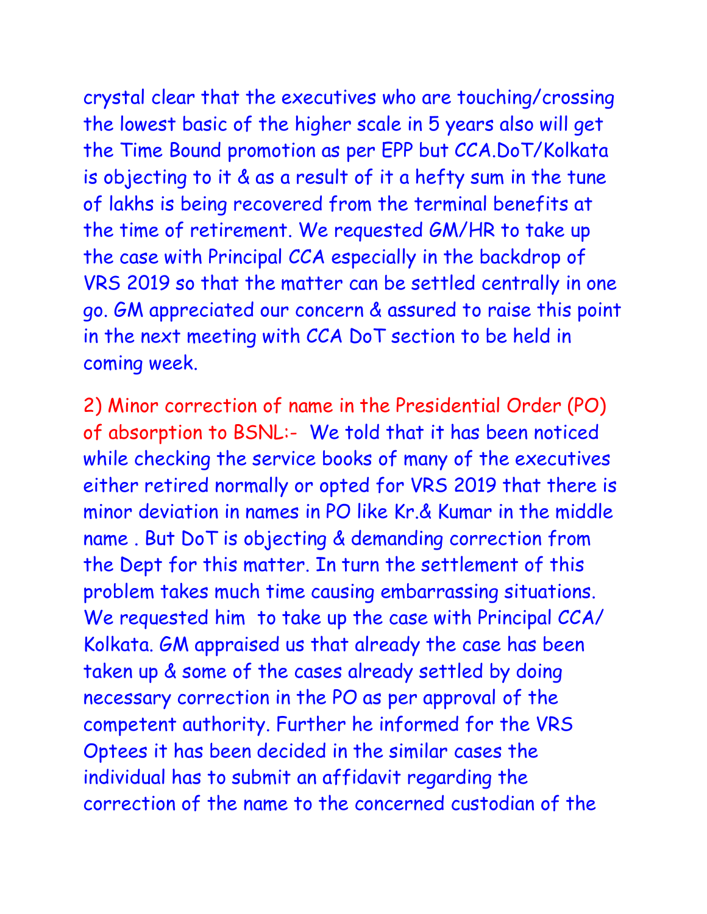crystal clear that the executives who are touching/crossing the lowest basic of the higher scale in 5 years also will get the Time Bound promotion as per EPP but CCA.DoT/Kolkata is objecting to it & as a result of it a hefty sum in the tune of lakhs is being recovered from the terminal benefits at the time of retirement. We requested GM/HR to take up the case with Principal CCA especially in the backdrop of VRS 2019 so that the matter can be settled centrally in one go. GM appreciated our concern & assured to raise this point in the next meeting with CCA DoT section to be held in coming week.

2) Minor correction of name in the Presidential Order (PO) of absorption to BSNL:- We told that it has been noticed while checking the service books of many of the executives either retired normally or opted for VRS 2019 that there is minor deviation in names in PO like Kr.& Kumar in the middle name . But DoT is objecting & demanding correction from the Dept for this matter. In turn the settlement of this problem takes much time causing embarrassing situations. We requested him to take up the case with Principal CCA/ Kolkata. GM appraised us that already the case has been taken up & some of the cases already settled by doing necessary correction in the PO as per approval of the competent authority. Further he informed for the VRS Optees it has been decided in the similar cases the individual has to submit an affidavit regarding the correction of the name to the concerned custodian of the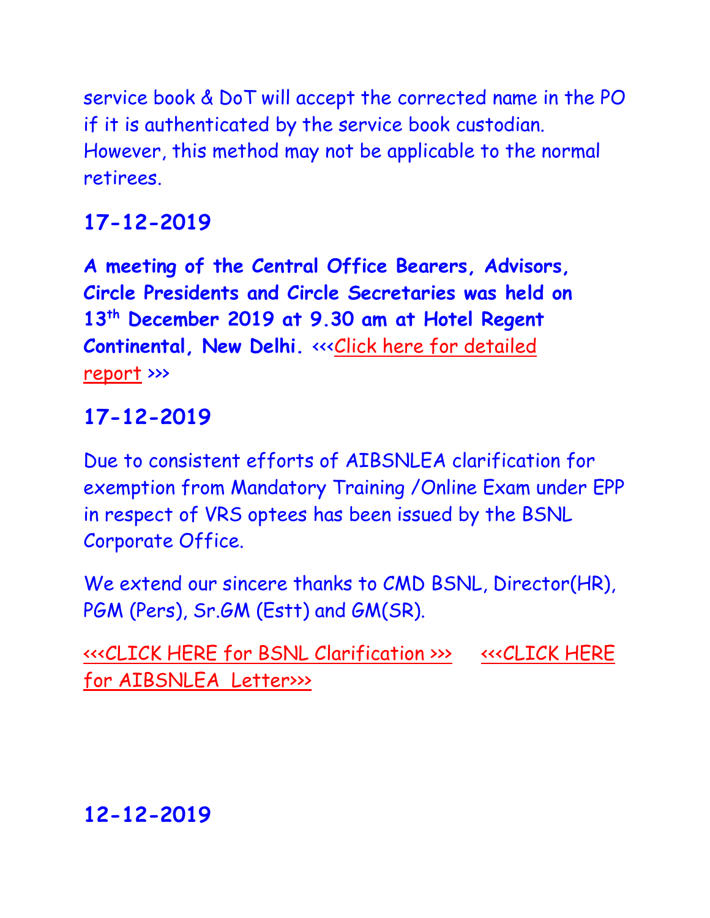service book & DoT will accept the corrected name in the PO if it is authenticated by the service book custodian. However, this method may not be applicable to the normal retirees.

### 17-12-2019

**A meeting of the Central Office Bearers, Advisors, Circle Presidents and Circle Secretaries was held on 13th December 2019 at 9.30 am at Hotel Regent Continental, New Delhi.** <<<Click here for detailed report >>>

### 17-12-2019

Due to consistent efforts of AIBSNLEA clarification for exemption from Mandatory Training /Online Exam under EPP in respect of VRS optees has been issued by the BSNL Corporate Office.

We extend our sincere thanks to CMD BSNL, Director(HR), PGM (Pers), Sr.GM (Estt) and GM(SR).

<<<CLICK HERE for BSNL Clarification >>>    <<<CLICK HERE for AIBSNLEA Letter>>>

### 12-12-2019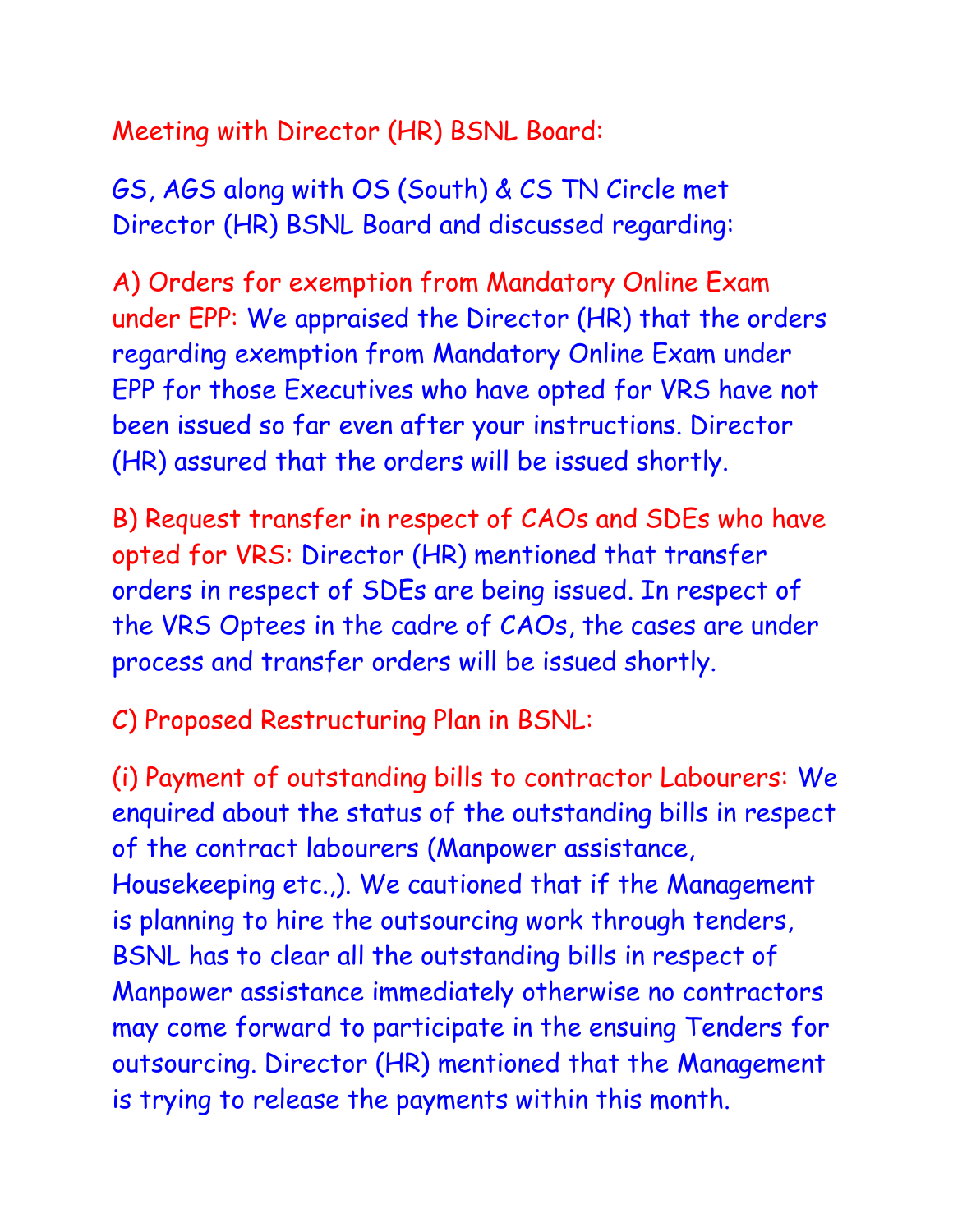## Meeting with Director (HR) BSNL Board:

GS, AGS along with OS (South) & CS TN Circle met Director (HR) BSNL Board and discussed regarding:

**A) Orders for exemption from Mandatory Online Exam under EPP:** We appraised the Director (HR) that the orders regarding exemption from Mandatory Online Exam under EPP for those Executives who have opted for VRS have not been issued so far even after your instructions. Director (HR) assured that the orders will be issued shortly.

**B) Request transfer in respect of CAOs and SDEs who have opted for VRS:** Director (HR) mentioned that transfer orders in respect of SDEs are being issued. In respect of the VRS Optees in the cadre of CAOs, the cases are under process and transfer orders will be issued shortly.

**C) Proposed Restructuring Plan in BSNL:**

**(i) Payment of outstanding bills to contractor Labourers:** We enquired about the status of the outstanding bills in respect of the contract labourers (Manpower assistance, Housekeeping etc.,). We cautioned that if the Management is planning to hire the outsourcing work through tenders, BSNL has to clear all the outstanding bills in respect of Manpower assistance immediately otherwise no contractors may come forward to participate in the ensuing Tenders for outsourcing. Director (HR) mentioned that the Management is trying to release the payments within this month.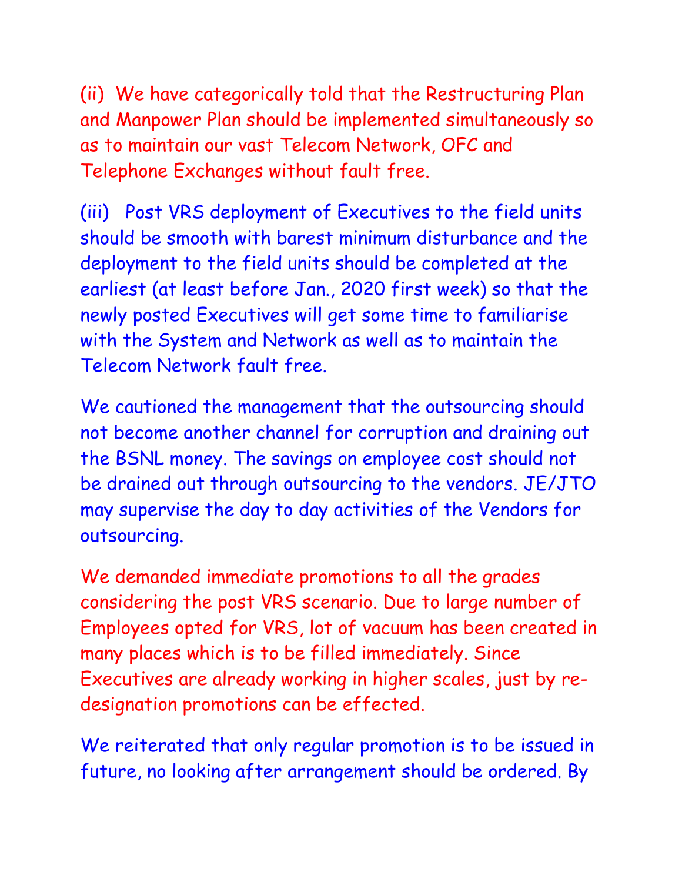(ii) We have categorically told that the Restructuring Plan and Manpower Plan should be implemented simultaneously so as to maintain our vast Telecom Network, OFC and Telephone Exchanges without fault free.

(iii) Post VRS deployment of Executives to the field units should be smooth with barest minimum disturbance and the deployment to the field units should be completed at the earliest (at least before Jan., 2020 first week) so that the newly posted Executives will get some time to familiarise with the System and Network as well as to maintain the Telecom Network fault free.

We cautioned the management that the outsourcing should not become another channel for corruption and draining out the BSNL money. The savings on employee cost should not be drained out through outsourcing to the vendors. JE/JTO may supervise the day to day activities of the Vendors for outsourcing.

We demanded immediate promotions to all the grades considering the post VRS scenario. Due to large number of Employees opted for VRS, lot of vacuum has been created in many places which is to be filled immediately. Since Executives are already working in higher scales, just by re-designation promotions can be effected.

We reiterated that only regular promotion is to be issued in future, no looking after arrangement should be ordered. By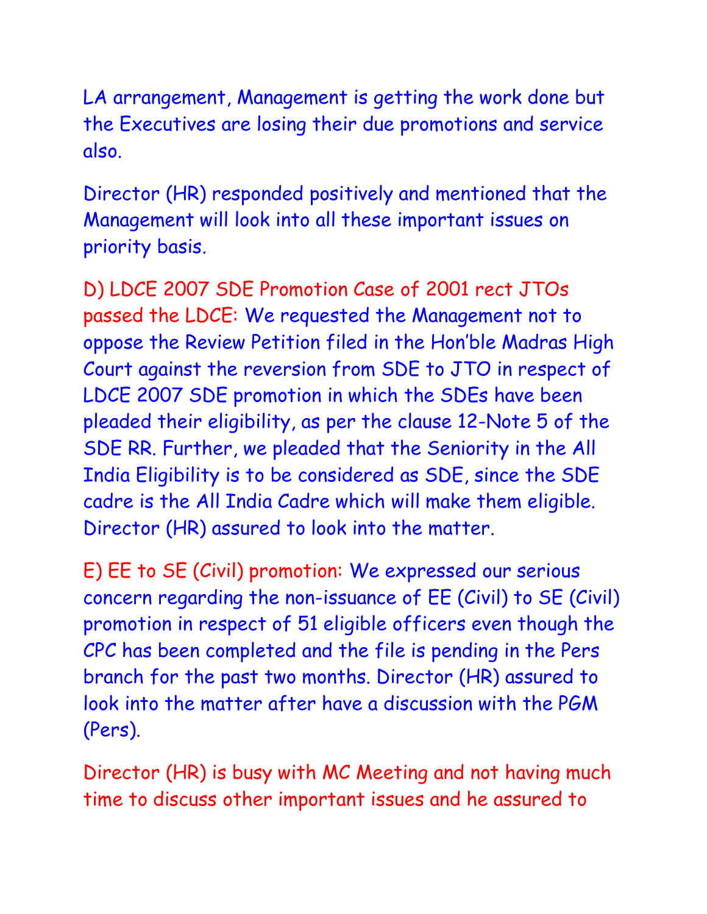LA arrangement, Management is getting the work done but the Executives are losing their due promotions and service also.

Director (HR) responded positively and mentioned that the Management will look into all these important issues on priority basis.

**D) LDCE 2007 SDE Promotion Case of 2001 rect JTOs passed the LDCE:** We requested the Management not to oppose the Review Petition filed in the Hon'ble Madras High Court against the reversion from SDE to JTO in respect of LDCE 2007 SDE promotion in which the SDEs have been pleaded their eligibility, as per the clause 12-Note 5 of the SDE RR. Further, we pleaded that the Seniority in the All India Eligibility is to be considered as SDE, since the SDE cadre is the All India Cadre which will make them eligible. Director (HR) assured to look into the matter.

**E) EE to SE (Civil) promotion:** We expressed our serious concern regarding the non-issuance of EE (Civil) to SE (Civil) promotion in respect of 51 eligible officers even though the CPC has been completed and the file is pending in the Pers branch for the past two months. Director (HR) assured to look into the matter after have a discussion with the PGM (Pers).

Director (HR) is busy with MC Meeting and not having much time to discuss other important issues and he assured to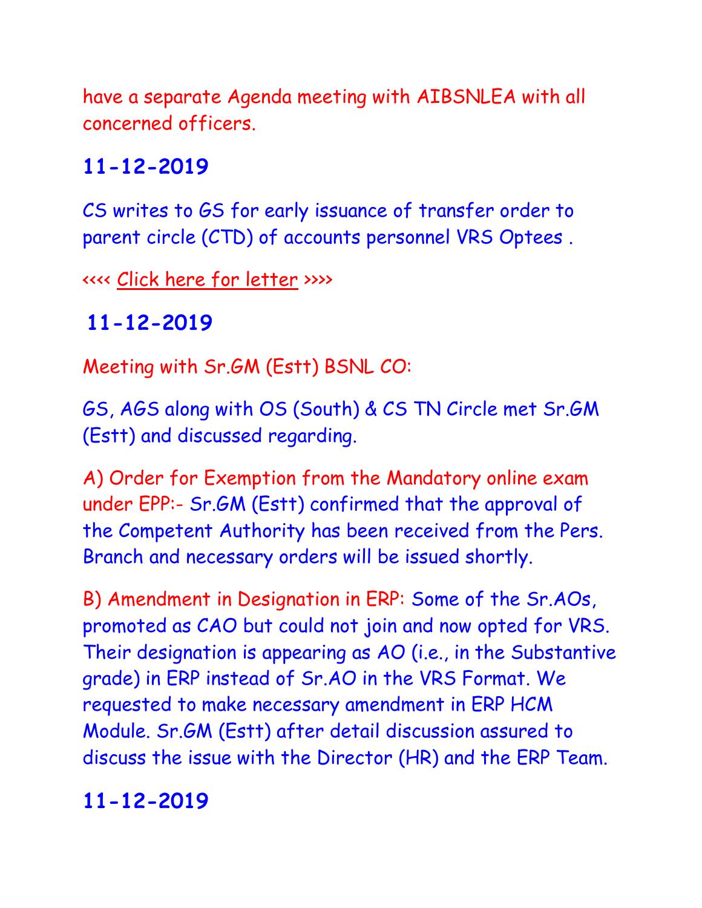have a separate Agenda meeting with AIBSNLEA with all concerned officers.

## 11-12-2019

CS writes to GS for early issuance of transfer order to parent circle (CTD) of accounts personnel VRS Optees .

<<<< Click here for letter >>>>

## 11-12-2019

Meeting with Sr.GM (Estt) BSNL CO:

GS, AGS along with OS (South) & CS TN Circle met Sr.GM (Estt) and discussed regarding.

A) Order for Exemption from the Mandatory online exam under EPP:- Sr.GM (Estt) confirmed that the approval of the Competent Authority has been received from the Pers. Branch and necessary orders will be issued shortly.

B) Amendment in Designation in ERP: Some of the Sr.AOs, promoted as CAO but could not join and now opted for VRS. Their designation is appearing as AO (i.e., in the Substantive grade) in ERP instead of Sr.AO in the VRS Format. We requested to make necessary amendment in ERP HCM Module. Sr.GM (Estt) after detail discussion assured to discuss the issue with the Director (HR) and the ERP Team.

## 11-12-2019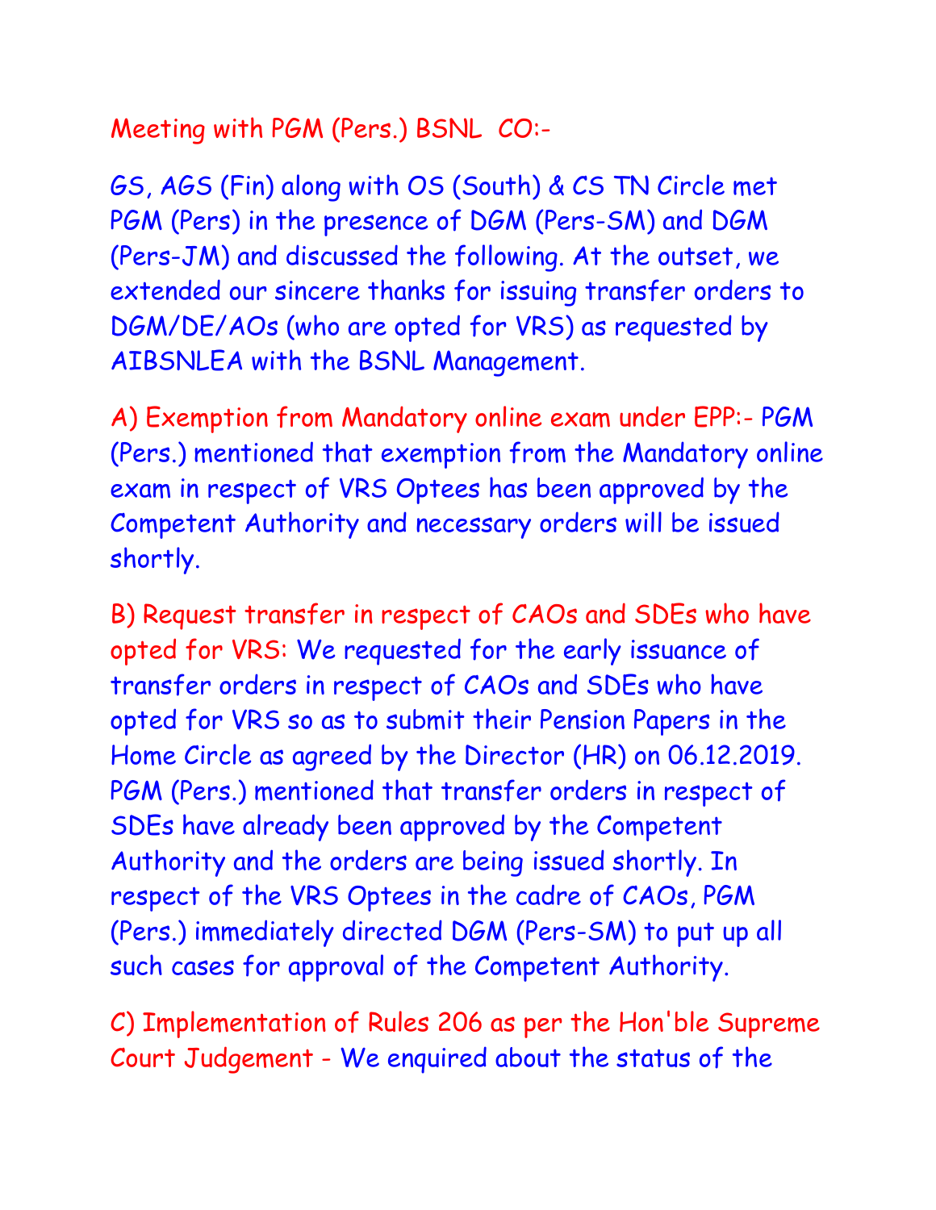## Meeting with PGM (Pers.) BSNL CO:-

GS, AGS (Fin) along with OS (South) & CS TN Circle met PGM (Pers) in the presence of DGM (Pers-SM) and DGM (Pers-JM) and discussed the following. At the outset, we extended our sincere thanks for issuing transfer orders to DGM/DE/AOs (who are opted for VRS) as requested by AIBSNLEA with the BSNL Management.

A) Exemption from Mandatory online exam under EPP:- PGM (Pers.) mentioned that exemption from the Mandatory online exam in respect of VRS Optees has been approved by the Competent Authority and necessary orders will be issued shortly.

B) Request transfer in respect of CAOs and SDEs who have opted for VRS: We requested for the early issuance of transfer orders in respect of CAOs and SDEs who have opted for VRS so as to submit their Pension Papers in the Home Circle as agreed by the Director (HR) on 06.12.2019. PGM (Pers.) mentioned that transfer orders in respect of SDEs have already been approved by the Competent Authority and the orders are being issued shortly. In respect of the VRS Optees in the cadre of CAOs, PGM (Pers.) immediately directed DGM (Pers-SM) to put up all such cases for approval of the Competent Authority.

C) Implementation of Rules 206 as per the Hon'ble Supreme Court Judgement - We enquired about the status of the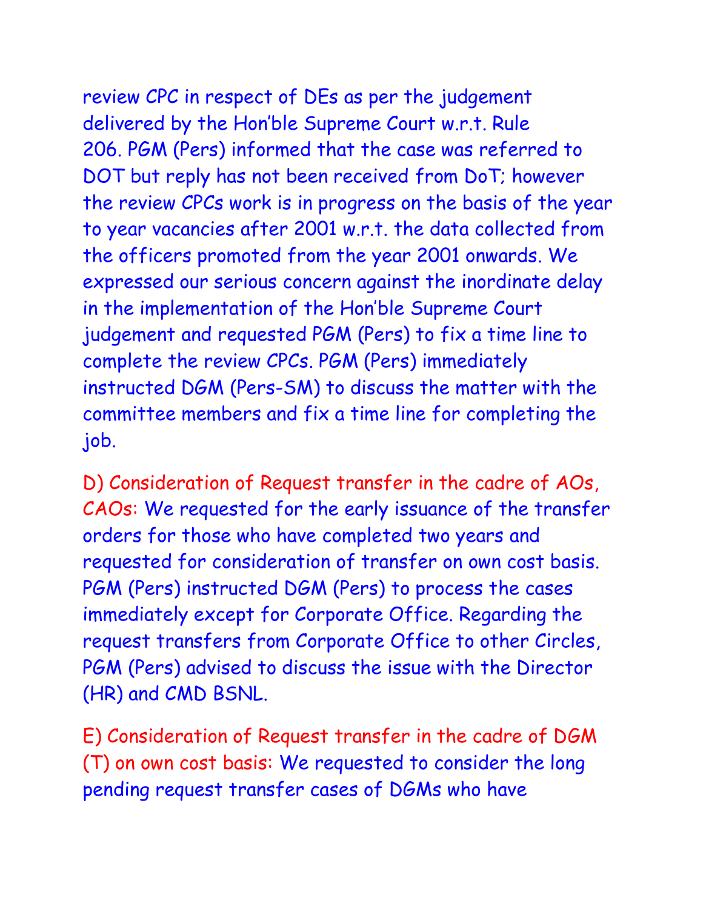review CPC in respect of DEs as per the judgement delivered by the Hon'ble Supreme Court w.r.t. Rule 206. PGM (Pers) informed that the case was referred to DOT but reply has not been received from DoT; however the review CPCs work is in progress on the basis of the year to year vacancies after 2001 w.r.t. the data collected from the officers promoted from the year 2001 onwards. We expressed our serious concern against the inordinate delay in the implementation of the Hon'ble Supreme Court judgement and requested PGM (Pers) to fix a time line to complete the review CPCs. PGM (Pers) immediately instructed DGM (Pers-SM) to discuss the matter with the committee members and fix a time line for completing the job.

D) Consideration of Request transfer in the cadre of AOs, CAOs: We requested for the early issuance of the transfer orders for those who have completed two years and requested for consideration of transfer on own cost basis. PGM (Pers) instructed DGM (Pers) to process the cases immediately except for Corporate Office. Regarding the request transfers from Corporate Office to other Circles, PGM (Pers) advised to discuss the issue with the Director (HR) and CMD BSNL.

E) Consideration of Request transfer in the cadre of DGM (T) on own cost basis: We requested to consider the long pending request transfer cases of DGMs who have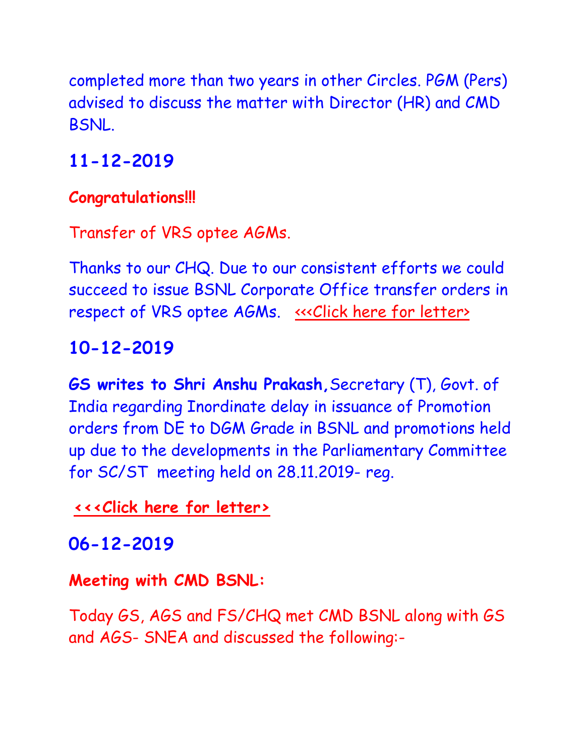completed more than two years in other Circles. PGM (Pers) advised to discuss the matter with Director (HR) and CMD BSNL.

## 11-12-2019

**Congratulations!!!**

Transfer of VRS optee AGMs.

Thanks to our CHQ. Due to our consistent efforts we could succeed to issue BSNL Corporate Office transfer orders in respect of VRS optee AGMs. <<<Click here for letter>

## 10-12-2019

**GS writes to Shri Anshu Prakash,** Secretary (T), Govt. of India regarding Inordinate delay in issuance of Promotion orders from DE to DGM Grade in BSNL and promotions held up due to the developments in the Parliamentary Committee for SC/ST meeting held on 28.11.2019- reg.

**<<<Click here for letter>**

## 06-12-2019

**Meeting with CMD BSNL:**

Today GS, AGS and FS/CHQ met CMD BSNL along with GS and AGS- SNEA and discussed the following:-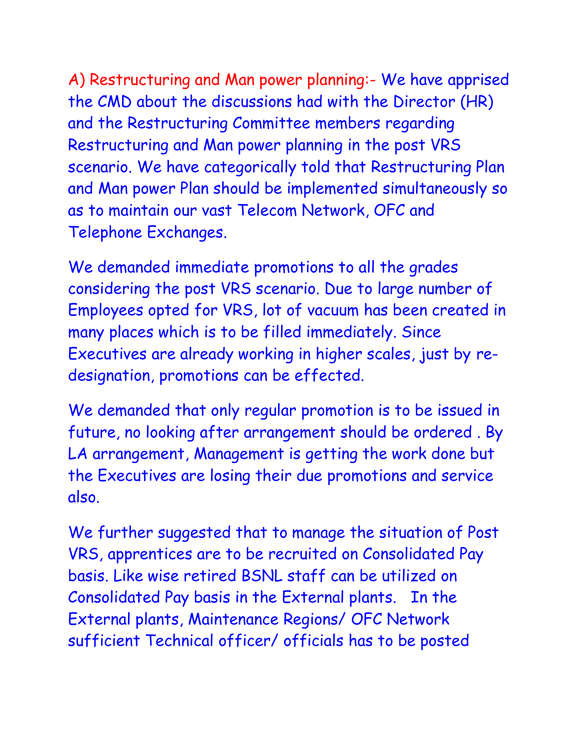A) Restructuring and Man power planning:- We have apprised the CMD about the discussions had with the Director (HR) and the Restructuring Committee members regarding Restructuring and Man power planning in the post VRS scenario. We have categorically told that Restructuring Plan and Man power Plan should be implemented simultaneously so as to maintain our vast Telecom Network, OFC and Telephone Exchanges.

We demanded immediate promotions to all the grades considering the post VRS scenario. Due to large number of Employees opted for VRS, lot of vacuum has been created in many places which is to be filled immediately. Since Executives are already working in higher scales, just by re-designation, promotions can be effected.

We demanded that only regular promotion is to be issued in future, no looking after arrangement should be ordered . By LA arrangement, Management is getting the work done but the Executives are losing their due promotions and service also.

We further suggested that to manage the situation of Post VRS, apprentices are to be recruited on Consolidated Pay basis. Like wise retired BSNL staff can be utilized on Consolidated Pay basis in the External plants. In the External plants, Maintenance Regions/ OFC Network sufficient Technical officer/ officials has to be posted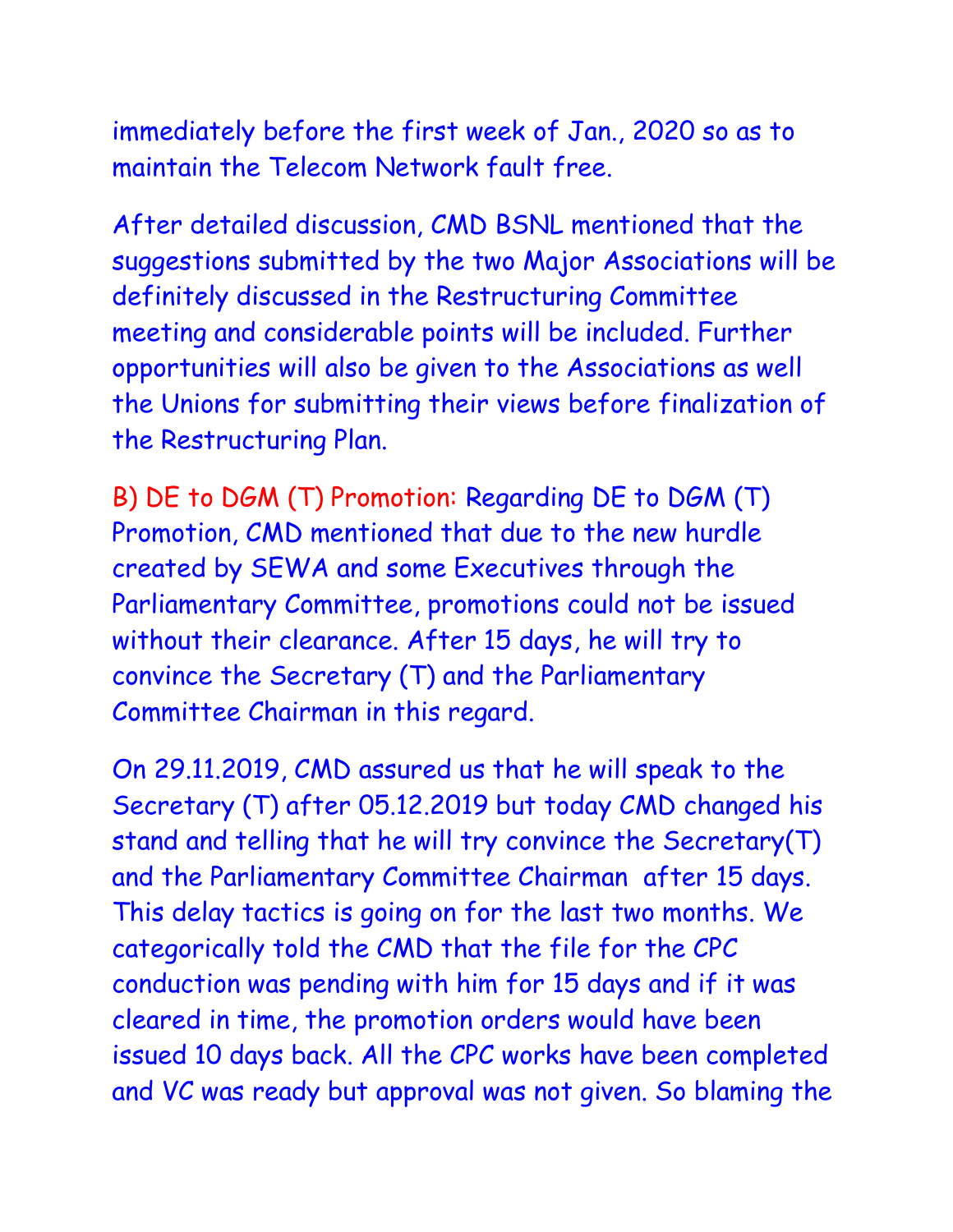immediately before the first week of Jan., 2020 so as to maintain the Telecom Network fault free.

After detailed discussion, CMD BSNL mentioned that the suggestions submitted by the two Major Associations will be definitely discussed in the Restructuring Committee meeting and considerable points will be included. Further opportunities will also be given to the Associations as well the Unions for submitting their views before finalization of the Restructuring Plan.

B) DE to DGM (T) Promotion: Regarding DE to DGM (T) Promotion, CMD mentioned that due to the new hurdle created by SEWA and some Executives through the Parliamentary Committee, promotions could not be issued without their clearance. After 15 days, he will try to convince the Secretary (T) and the Parliamentary Committee Chairman in this regard.

On 29.11.2019, CMD assured us that he will speak to the Secretary (T) after 05.12.2019 but today CMD changed his stand and telling that he will try convince the Secretary(T) and the Parliamentary Committee Chairman after 15 days. This delay tactics is going on for the last two months. We categorically told the CMD that the file for the CPC conduction was pending with him for 15 days and if it was cleared in time, the promotion orders would have been issued 10 days back. All the CPC works have been completed and VC was ready but approval was not given. So blaming the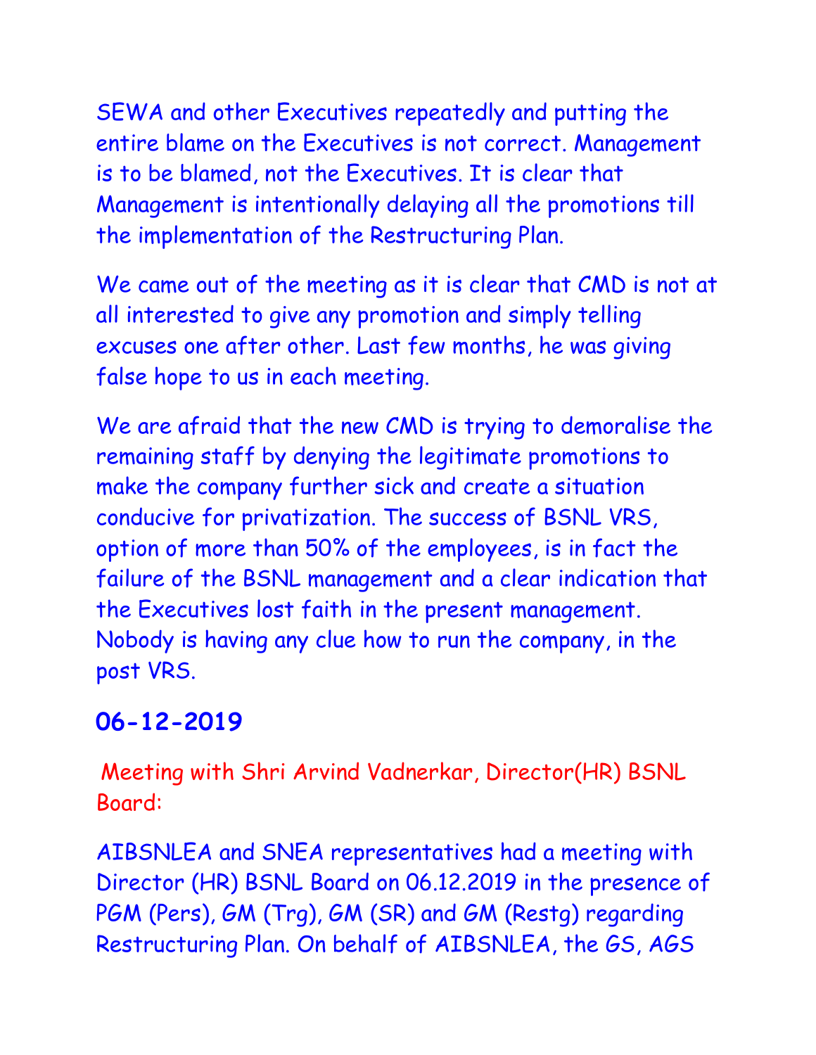SEWA and other Executives repeatedly and putting the entire blame on the Executives is not correct. Management is to be blamed, not the Executives. It is clear that Management is intentionally delaying all the promotions till the implementation of the Restructuring Plan.

We came out of the meeting as it is clear that CMD is not at all interested to give any promotion and simply telling excuses one after other. Last few months, he was giving false hope to us in each meeting.

We are afraid that the new CMD is trying to demoralise the remaining staff by denying the legitimate promotions to make the company further sick and create a situation conducive for privatization. The success of BSNL VRS, option of more than 50% of the employees, is in fact the failure of the BSNL management and a clear indication that the Executives lost faith in the present management. Nobody is having any clue how to run the company, in the post VRS.

## 06-12-2019

Meeting with Shri Arvind Vadnerkar, Director(HR) BSNL Board:

AIBSNLEA and SNEA representatives had a meeting with Director (HR) BSNL Board on 06.12.2019 in the presence of PGM (Pers), GM (Trg), GM (SR) and GM (Restg) regarding Restructuring Plan. On behalf of AIBSNLEA, the GS, AGS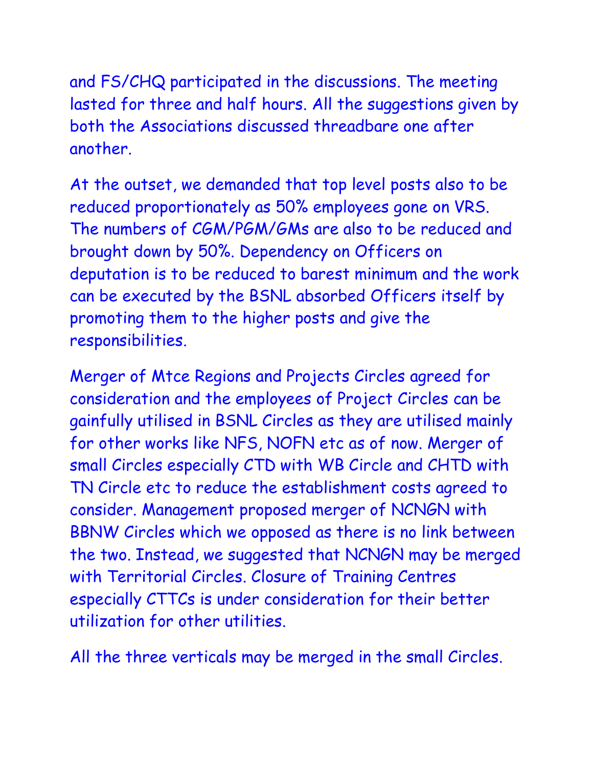and FS/CHQ participated in the discussions. The meeting lasted for three and half hours. All the suggestions given by both the Associations discussed threadbare one after another.

At the outset, we demanded that top level posts also to be reduced proportionately as 50% employees gone on VRS. The numbers of CGM/PGM/GMs are also to be reduced and brought down by 50%. Dependency on Officers on deputation is to be reduced to barest minimum and the work can be executed by the BSNL absorbed Officers itself by promoting them to the higher posts and give the responsibilities.

Merger of Mtce Regions and Projects Circles agreed for consideration and the employees of Project Circles can be gainfully utilised in BSNL Circles as they are utilised mainly for other works like NFS, NOFN etc as of now. Merger of small Circles especially CTD with WB Circle and CHTD with TN Circle etc to reduce the establishment costs agreed to consider. Management proposed merger of NCNGN with BBNW Circles which we opposed as there is no link between the two. Instead, we suggested that NCNGN may be merged with Territorial Circles. Closure of Training Centres especially CTTCs is under consideration for their better utilization for other utilities.

All the three verticals may be merged in the small Circles.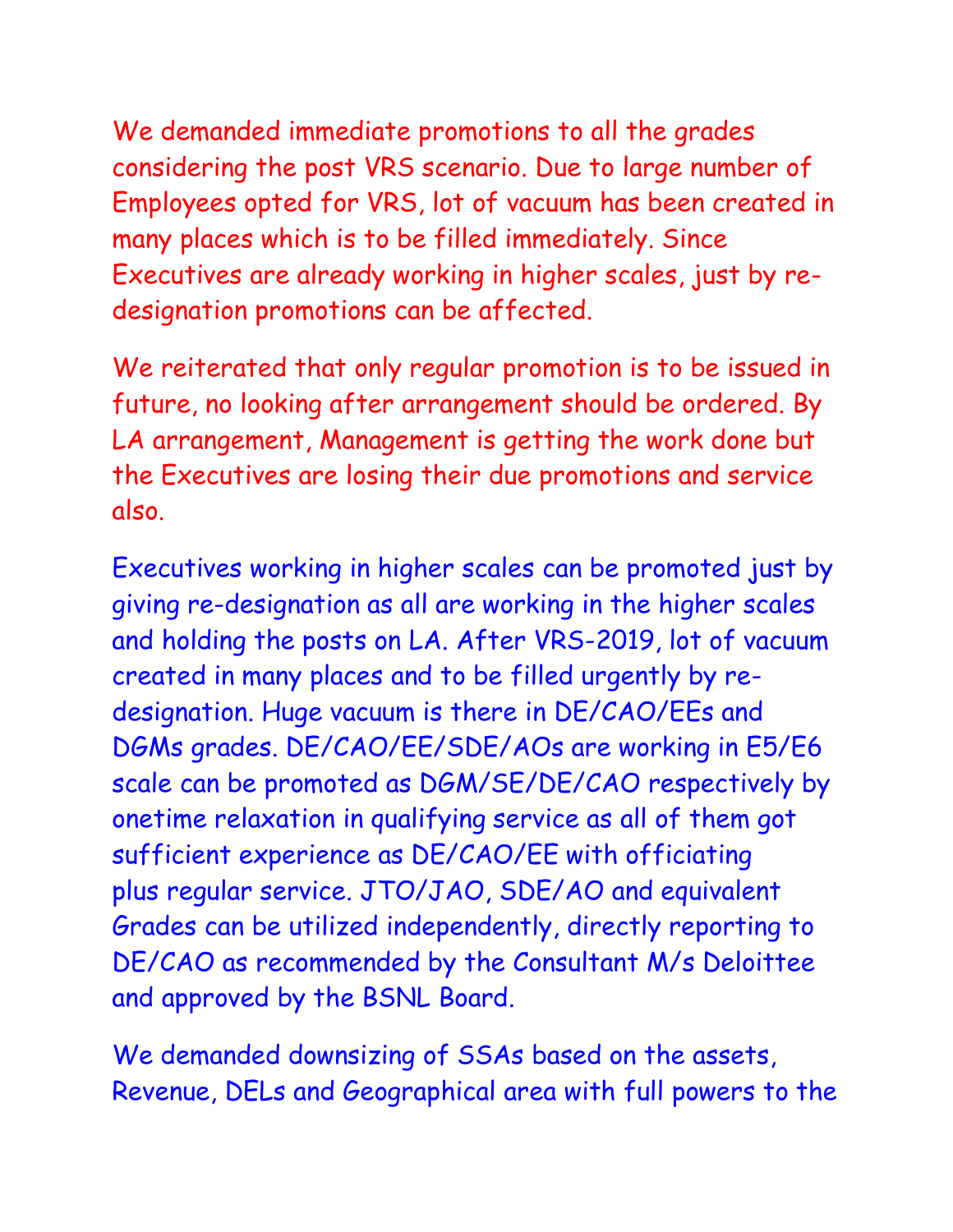We demanded immediate promotions to all the grades considering the post VRS scenario. Due to large number of Employees opted for VRS, lot of vacuum has been created in many places which is to be filled immediately. Since Executives are already working in higher scales, just by re-designation promotions can be affected.

We reiterated that only regular promotion is to be issued in future, no looking after arrangement should be ordered. By LA arrangement, Management is getting the work done but the Executives are losing their due promotions and service also.

Executives working in higher scales can be promoted just by giving re-designation as all are working in the higher scales and holding the posts on LA. After VRS-2019, lot of vacuum created in many places and to be filled urgently by re-designation. Huge vacuum is there in DE/CAO/EEs and DGMs grades. DE/CAO/EE/SDE/AOs are working in E5/E6 scale can be promoted as DGM/SE/DE/CAO respectively by onetime relaxation in qualifying service as all of them got sufficient experience as DE/CAO/EE with officiating plus regular service. JTO/JAO, SDE/AO and equivalent Grades can be utilized independently, directly reporting to DE/CAO as recommended by the Consultant M/s Deloittee and approved by the BSNL Board.

We demanded downsizing of SSAs based on the assets, Revenue, DELs and Geographical area with full powers to the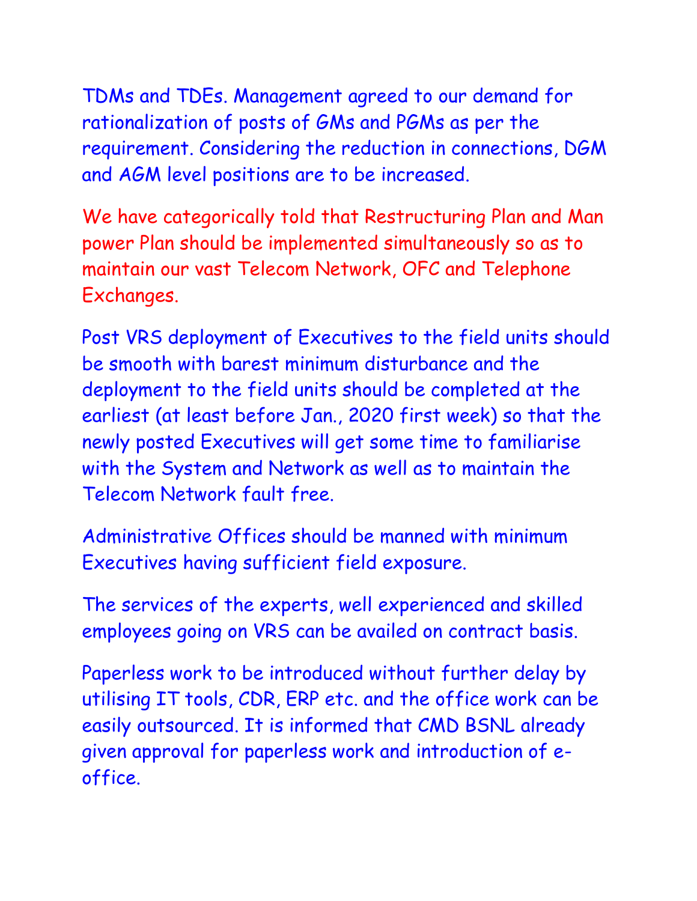TDMs and TDEs. Management agreed to our demand for rationalization of posts of GMs and PGMs as per the requirement. Considering the reduction in connections, DGM and AGM level positions are to be increased.

We have categorically told that Restructuring Plan and Man power Plan should be implemented simultaneously so as to maintain our vast Telecom Network, OFC and Telephone Exchanges.

Post VRS deployment of Executives to the field units should be smooth with barest minimum disturbance and the deployment to the field units should be completed at the earliest (at least before Jan., 2020 first week) so that the newly posted Executives will get some time to familiarise with the System and Network as well as to maintain the Telecom Network fault free.

Administrative Offices should be manned with minimum Executives having sufficient field exposure.

The services of the experts, well experienced and skilled employees going on VRS can be availed on contract basis.

Paperless work to be introduced without further delay by utilising IT tools, CDR, ERP etc. and the office work can be easily outsourced. It is informed that CMD BSNL already given approval for paperless work and introduction of e-office.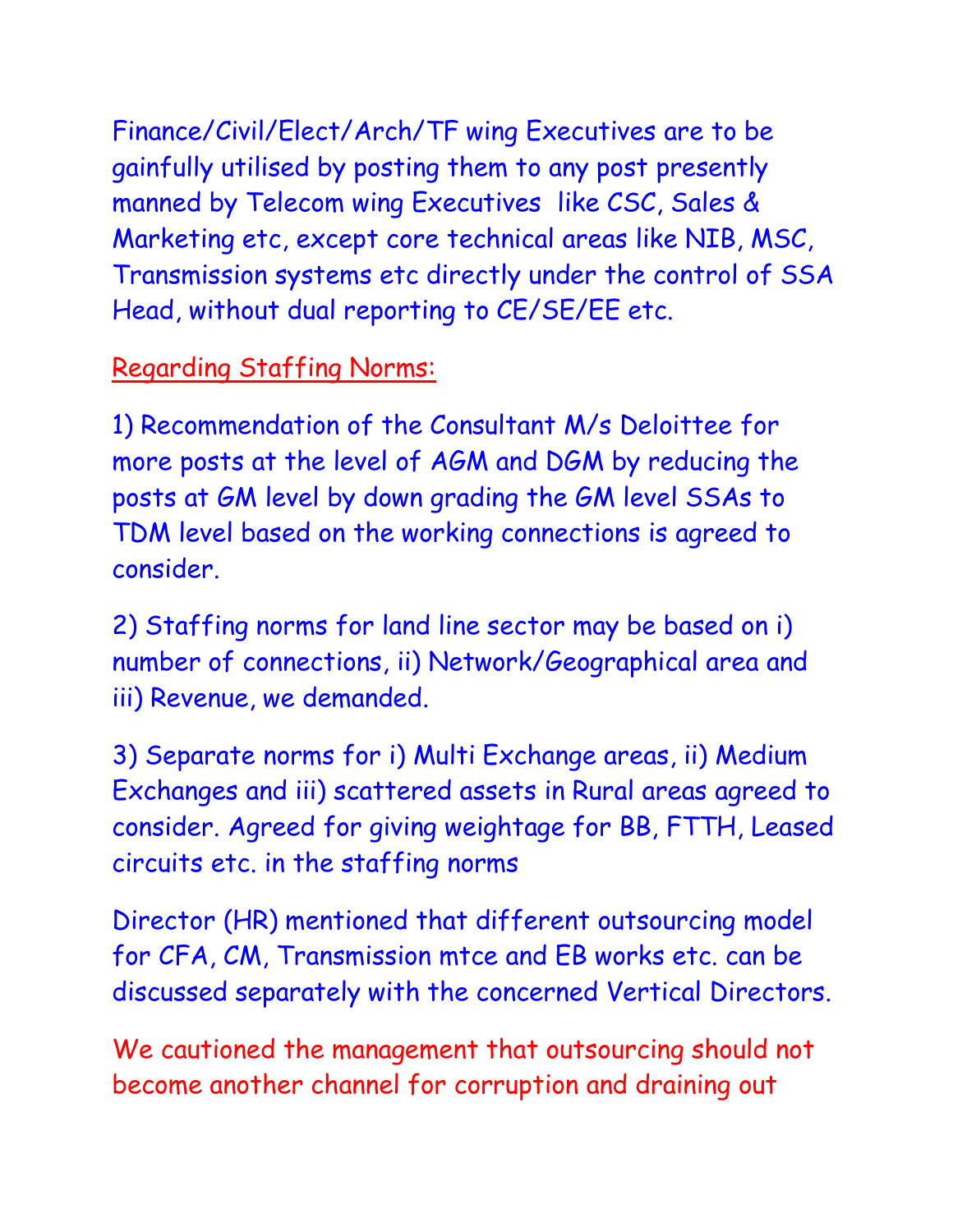Finance/Civil/Elect/Arch/TF wing Executives are to be gainfully utilised by posting them to any post presently manned by Telecom wing Executives like CSC, Sales & Marketing etc, except core technical areas like NIB, MSC, Transmission systems etc directly under the control of SSA Head, without dual reporting to CE/SE/EE etc.

<u>Regarding Staffing Norms:</u>

1) Recommendation of the Consultant M/s Deloittee for more posts at the level of AGM and DGM by reducing the posts at GM level by down grading the GM level SSAs to TDM level based on the working connections is agreed to consider.

2) Staffing norms for land line sector may be based on i) number of connections, ii) Network/Geographical area and iii) Revenue, we demanded.

3) Separate norms for i) Multi Exchange areas, ii) Medium Exchanges and iii) scattered assets in Rural areas agreed to consider. Agreed for giving weightage for BB, FTTH, Leased circuits etc. in the staffing norms

Director (HR) mentioned that different outsourcing model for CFA, CM, Transmission mtce and EB works etc. can be discussed separately with the concerned Vertical Directors.

We cautioned the management that outsourcing should not become another channel for corruption and draining out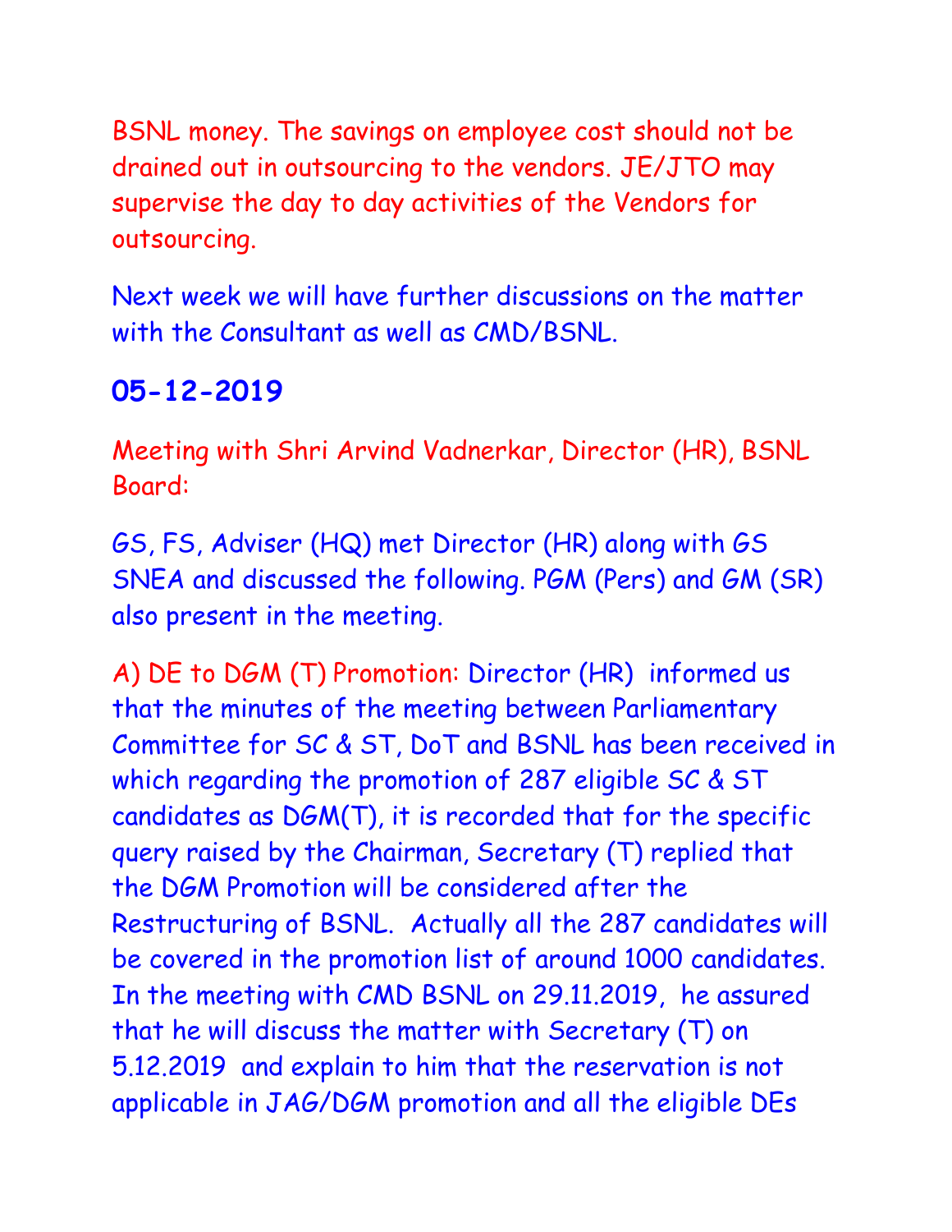BSNL money. The savings on employee cost should not be drained out in outsourcing to the vendors. JE/JTO may supervise the day to day activities of the Vendors for outsourcing.

Next week we will have further discussions on the matter with the Consultant as well as CMD/BSNL.

## 05-12-2019

Meeting with Shri Arvind Vadnerkar, Director (HR), BSNL Board:

GS, FS, Adviser (HQ) met Director (HR) along with GS SNEA and discussed the following. PGM (Pers) and GM (SR) also present in the meeting.

A) DE to DGM (T) Promotion: Director (HR) informed us that the minutes of the meeting between Parliamentary Committee for SC & ST, DoT and BSNL has been received in which regarding the promotion of 287 eligible SC & ST candidates as DGM(T), it is recorded that for the specific query raised by the Chairman, Secretary (T) replied that the DGM Promotion will be considered after the Restructuring of BSNL. Actually all the 287 candidates will be covered in the promotion list of around 1000 candidates. In the meeting with CMD BSNL on 29.11.2019, he assured that he will discuss the matter with Secretary (T) on 5.12.2019 and explain to him that the reservation is not applicable in JAG/DGM promotion and all the eligible DEs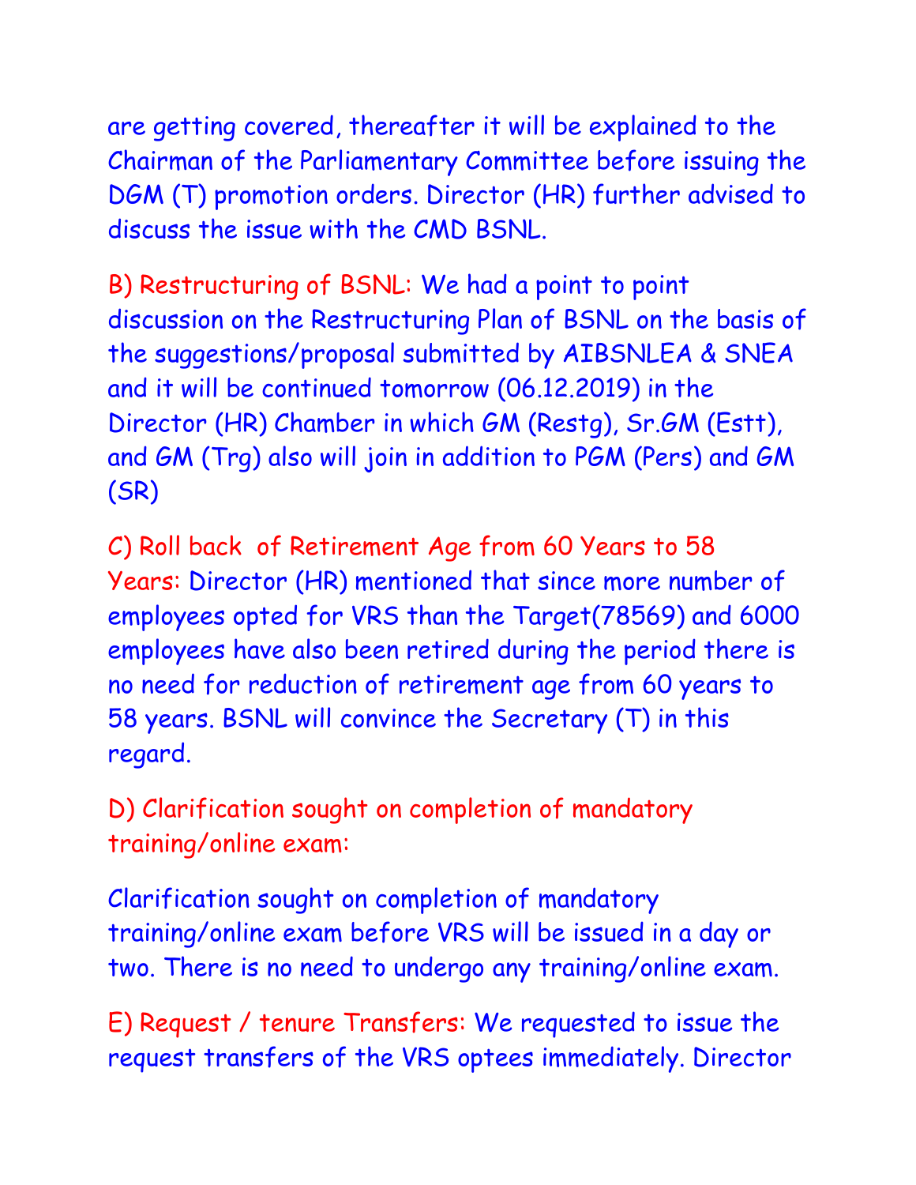are getting covered, thereafter it will be explained to the Chairman of the Parliamentary Committee before issuing the DGM (T) promotion orders. Director (HR) further advised to discuss the issue with the CMD BSNL.

B) Restructuring of BSNL: We had a point to point discussion on the Restructuring Plan of BSNL on the basis of the suggestions/proposal submitted by AIBSNLEA & SNEA and it will be continued tomorrow (06.12.2019) in the Director (HR) Chamber in which GM (Restg), Sr.GM (Estt), and GM (Trg) also will join in addition to PGM (Pers) and GM (SR)

C) Roll back of Retirement Age from 60 Years to 58 Years: Director (HR) mentioned that since more number of employees opted for VRS than the Target(78569) and 6000 employees have also been retired during the period there is no need for reduction of retirement age from 60 years to 58 years. BSNL will convince the Secretary (T) in this regard.

D) Clarification sought on completion of mandatory training/online exam:

Clarification sought on completion of mandatory training/online exam before VRS will be issued in a day or two. There is no need to undergo any training/online exam.

E) Request / tenure Transfers: We requested to issue the request transfers of the VRS optees immediately. Director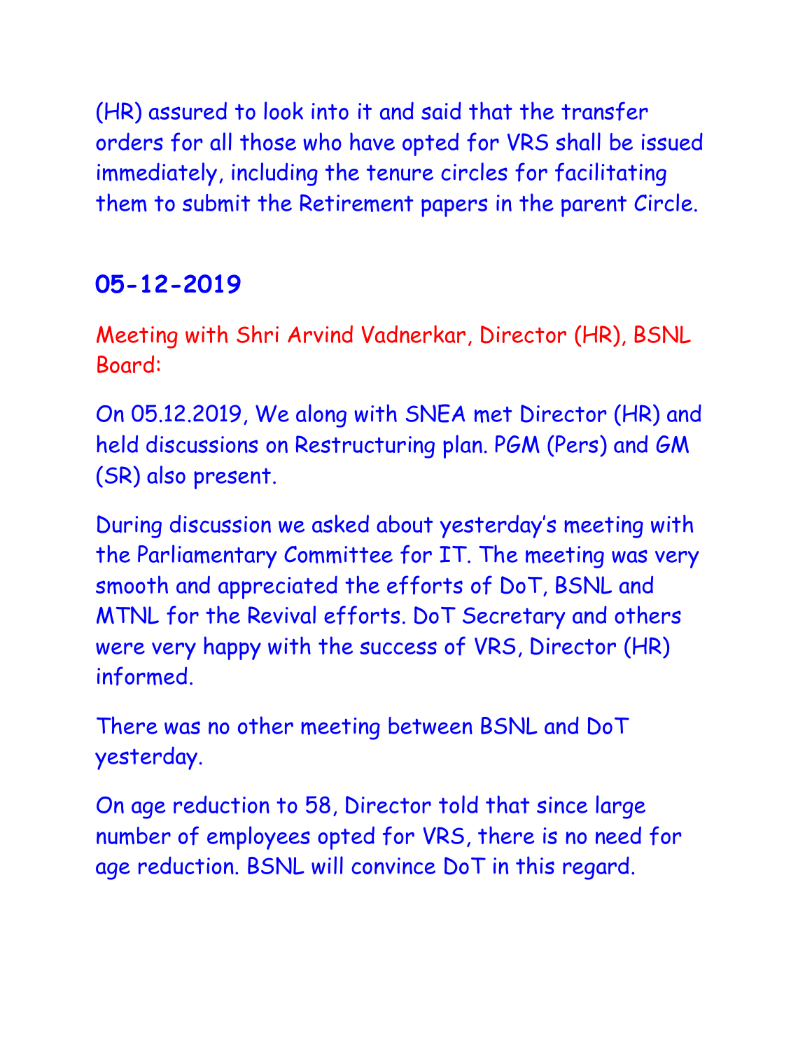(HR) assured to look into it and said that the transfer orders for all those who have opted for VRS shall be issued immediately, including the tenure circles for facilitating them to submit the Retirement papers in the parent Circle.

## 05-12-2019

Meeting with Shri Arvind Vadnerkar, Director (HR), BSNL Board:

On 05.12.2019, We along with SNEA met Director (HR) and held discussions on Restructuring plan. PGM (Pers) and GM (SR) also present.

During discussion we asked about yesterday's meeting with the Parliamentary Committee for IT. The meeting was very smooth and appreciated the efforts of DoT, BSNL and MTNL for the Revival efforts. DoT Secretary and others were very happy with the success of VRS, Director (HR) informed.

There was no other meeting between BSNL and DoT yesterday.

On age reduction to 58, Director told that since large number of employees opted for VRS, there is no need for age reduction. BSNL will convince DoT in this regard.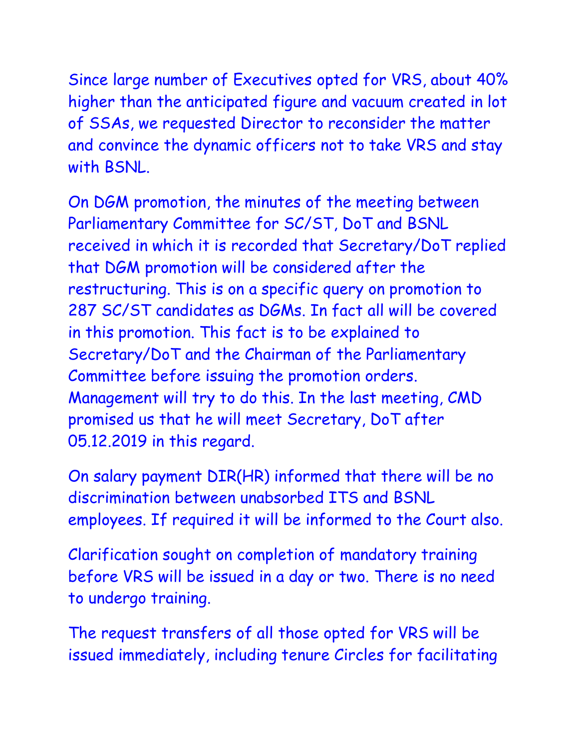Since large number of Executives opted for VRS, about 40% higher than the anticipated figure and vacuum created in lot of SSAs, we requested Director to reconsider the matter and convince the dynamic officers not to take VRS and stay with BSNL.

On DGM promotion, the minutes of the meeting between Parliamentary Committee for SC/ST, DoT and BSNL received in which it is recorded that Secretary/DoT replied that DGM promotion will be considered after the restructuring. This is on a specific query on promotion to 287 SC/ST candidates as DGMs. In fact all will be covered in this promotion. This fact is to be explained to Secretary/DoT and the Chairman of the Parliamentary Committee before issuing the promotion orders. Management will try to do this. In the last meeting, CMD promised us that he will meet Secretary, DoT after 05.12.2019 in this regard.

On salary payment DIR(HR) informed that there will be no discrimination between unabsorbed ITS and BSNL employees. If required it will be informed to the Court also.

Clarification sought on completion of mandatory training before VRS will be issued in a day or two. There is no need to undergo training.

The request transfers of all those opted for VRS will be issued immediately, including tenure Circles for facilitating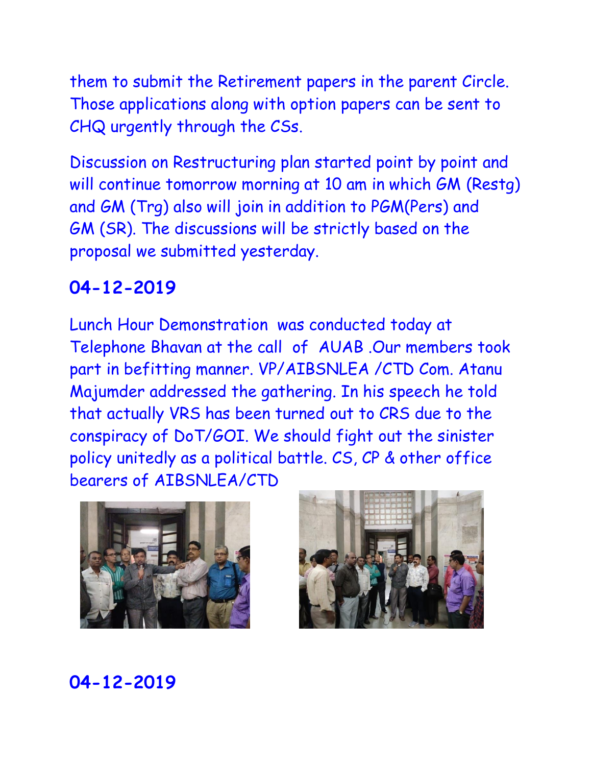them to submit the Retirement papers in the parent Circle. Those applications along with option papers can be sent to CHQ urgently through the CSs.

Discussion on Restructuring plan started point by point and will continue tomorrow morning at 10 am in which GM (Restg) and GM (Trg) also will join in addition to PGM(Pers) and GM (SR). The discussions will be strictly based on the proposal we submitted yesterday.

## 04-12-2019

Lunch Hour Demonstration was conducted today at Telephone Bhavan at the call of AUAB .Our members took part in befitting manner. VP/AIBSNLEA /CTD Com. Atanu Majumder addressed the gathering. In his speech he told that actually VRS has been turned out to CRS due to the conspiracy of DoT/GOI. We should fight out the sinister policy unitedly as a political battle. CS, CP & other office bearers of AIBSNLEA/CTD

## 04-12-2019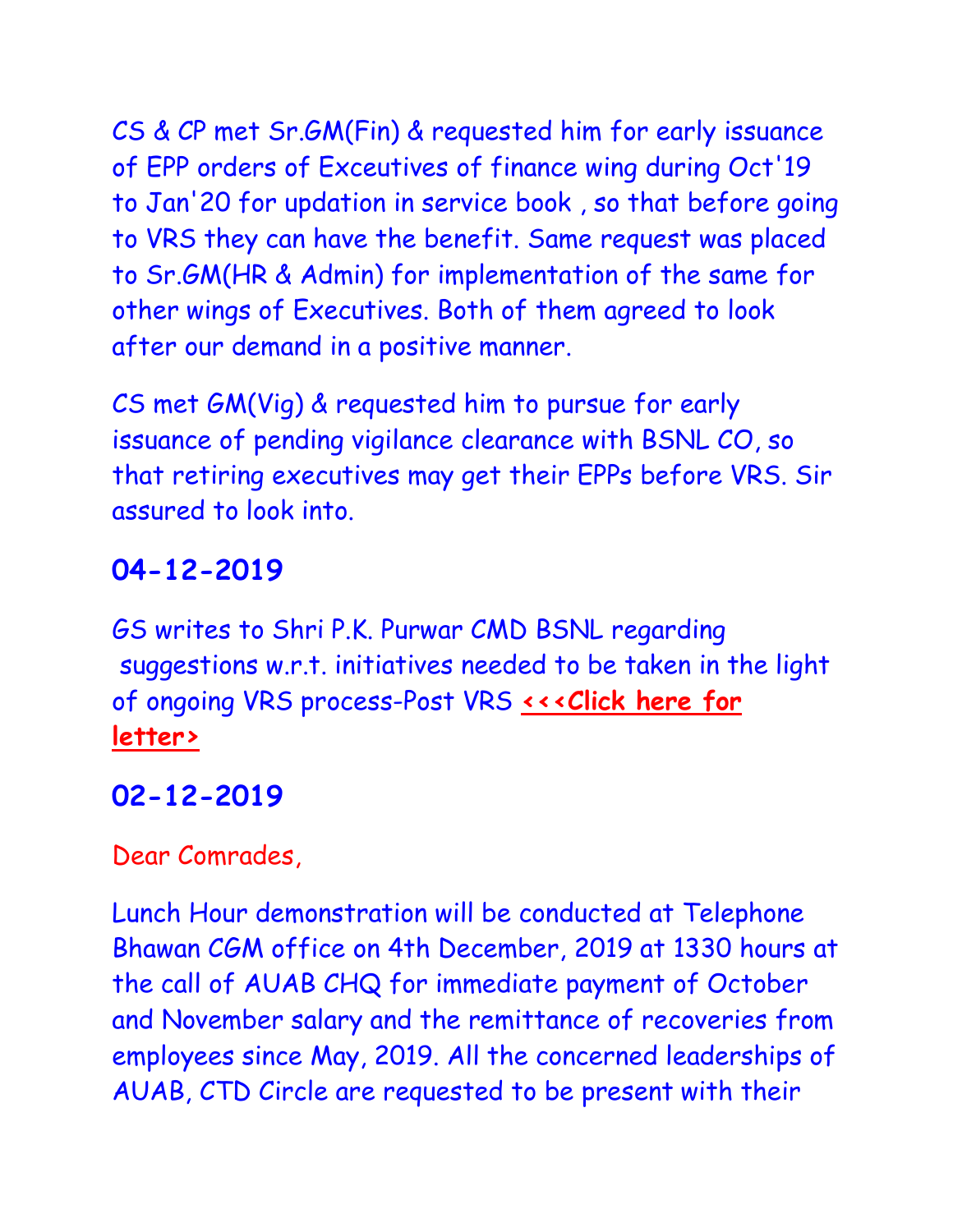CS & CP met Sr.GM(Fin) & requested him for early issuance of EPP orders of Exceutives of finance wing during Oct'19 to Jan'20 for updation in service book , so that before going to VRS they can have the benefit. Same request was placed to Sr.GM(HR & Admin) for implementation of the same for other wings of Executives. Both of them agreed to look after our demand in a positive manner.

CS met GM(Vig) & requested him to pursue for early issuance of pending vigilance clearance with BSNL CO, so that retiring executives may get their EPPs before VRS. Sir assured to look into.

## 04-12-2019

GS writes to Shri P.K. Purwar CMD BSNL regarding suggestions w.r.t. initiatives needed to be taken in the light of ongoing VRS process-Post VRS **<<<Click here for letter>**

## 02-12-2019

Dear Comrades,

Lunch Hour demonstration will be conducted at Telephone Bhawan CGM office on 4th December, 2019 at 1330 hours at the call of AUAB CHQ for immediate payment of October and November salary and the remittance of recoveries from employees since May, 2019. All the concerned leaderships of AUAB, CTD Circle are requested to be present with their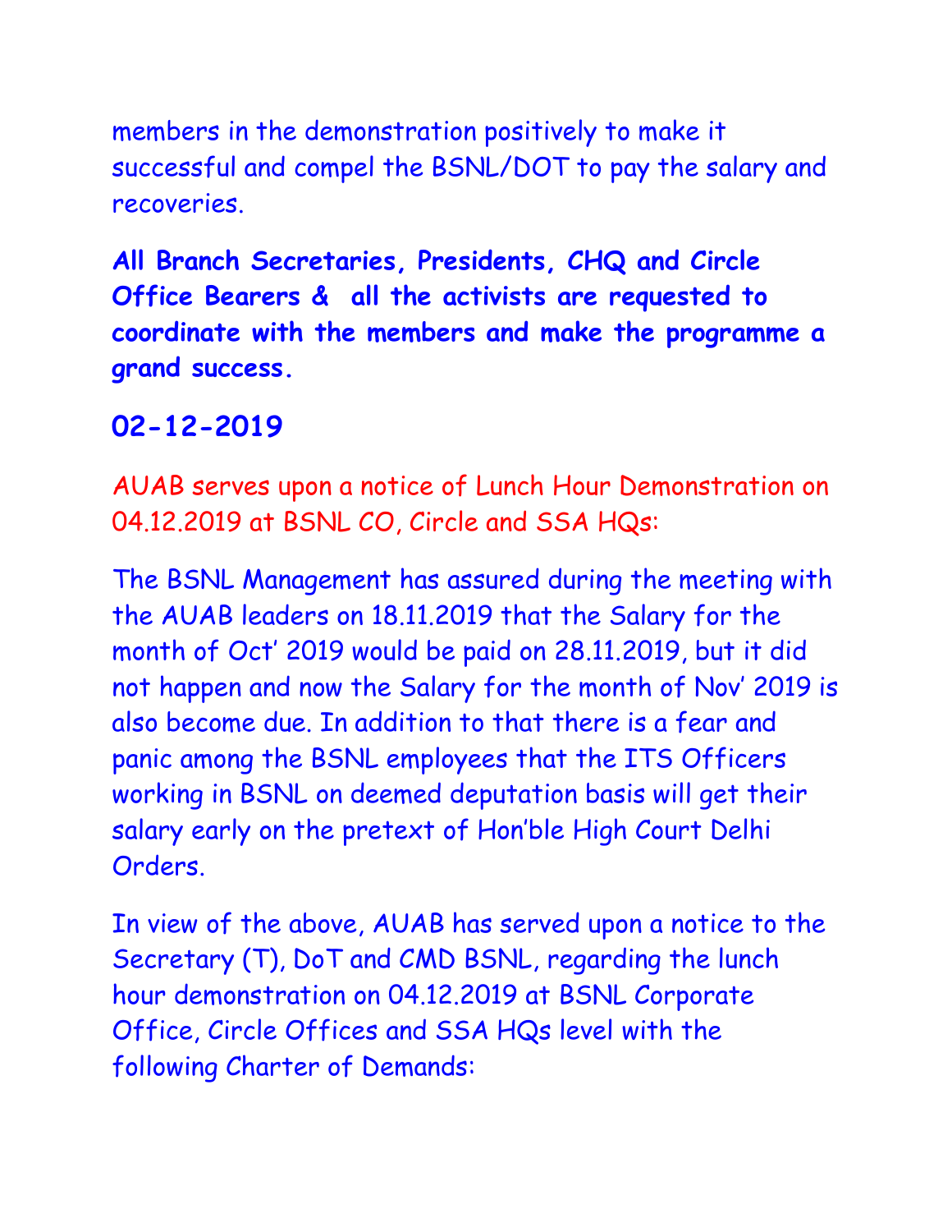members in the demonstration positively to make it successful and compel the BSNL/DOT to pay the salary and recoveries.

**All Branch Secretaries, Presidents, CHQ and Circle Office Bearers & all the activists are requested to coordinate with the members and make the programme a grand success.**

## 02-12-2019

AUAB serves upon a notice of Lunch Hour Demonstration on 04.12.2019 at BSNL CO, Circle and SSA HQs:

The BSNL Management has assured during the meeting with the AUAB leaders on 18.11.2019 that the Salary for the month of Oct' 2019 would be paid on 28.11.2019, but it did not happen and now the Salary for the month of Nov' 2019 is also become due. In addition to that there is a fear and panic among the BSNL employees that the ITS Officers working in BSNL on deemed deputation basis will get their salary early on the pretext of Hon'ble High Court Delhi Orders.

In view of the above, AUAB has served upon a notice to the Secretary (T), DoT and CMD BSNL, regarding the lunch hour demonstration on 04.12.2019 at BSNL Corporate Office, Circle Offices and SSA HQs level with the following Charter of Demands: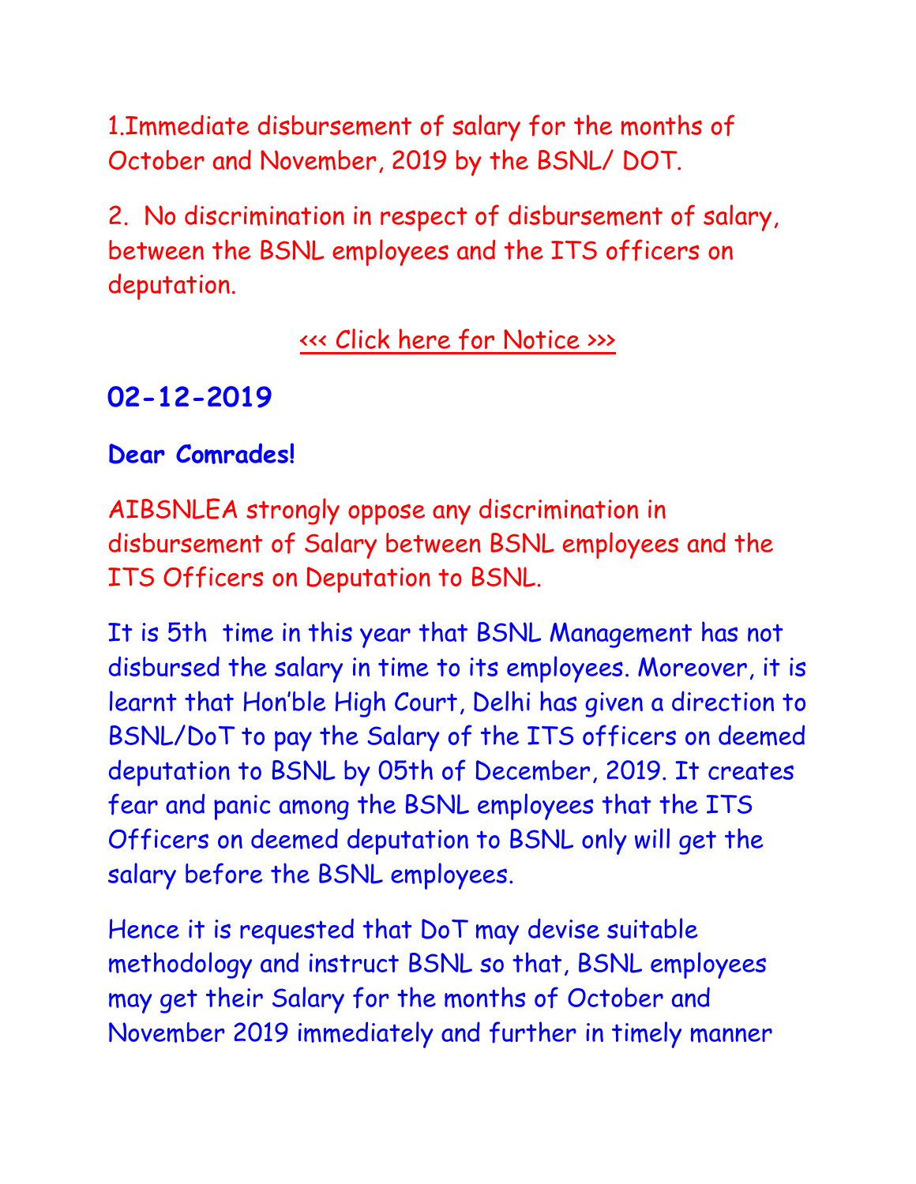1.Immediate disbursement of salary for the months of October and November, 2019 by the BSNL/ DOT.

2. No discrimination in respect of disbursement of salary, between the BSNL employees and the ITS officers on deputation.

<<< Click here for Notice >>>

## 02-12-2019

**Dear Comrades!**

AIBSNLEA strongly oppose any discrimination in disbursement of Salary between BSNL employees and the ITS Officers on Deputation to BSNL.

It is 5th time in this year that BSNL Management has not disbursed the salary in time to its employees. Moreover, it is learnt that Hon'ble High Court, Delhi has given a direction to BSNL/DoT to pay the Salary of the ITS officers on deemed deputation to BSNL by 05th of December, 2019. It creates fear and panic among the BSNL employees that the ITS Officers on deemed deputation to BSNL only will get the salary before the BSNL employees.

Hence it is requested that DoT may devise suitable methodology and instruct BSNL so that, BSNL employees may get their Salary for the months of October and November 2019 immediately and further in timely manner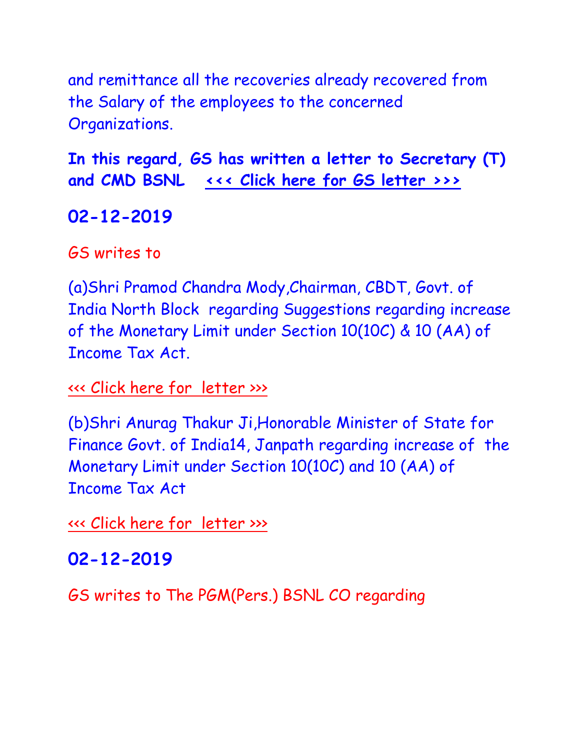and remittance all the recoveries already recovered from the Salary of the employees to the concerned Organizations.

**In this regard, GS has written a letter to Secretary (T) and CMD BSNL <<< Click here for GS letter >>>**

## 02-12-2019

GS writes to

(a)Shri Pramod Chandra Mody,Chairman, CBDT, Govt. of India North Block regarding Suggestions regarding increase of the Monetary Limit under Section 10(10C) & 10 (AA) of Income Tax Act.

<<< Click here for letter >>>

(b)Shri Anurag Thakur Ji,Honorable Minister of State for Finance Govt. of India14, Janpath regarding increase of the Monetary Limit under Section 10(10C) and 10 (AA) of Income Tax Act

<<< Click here for letter >>>

## 02-12-2019

GS writes to The PGM(Pers.) BSNL CO regarding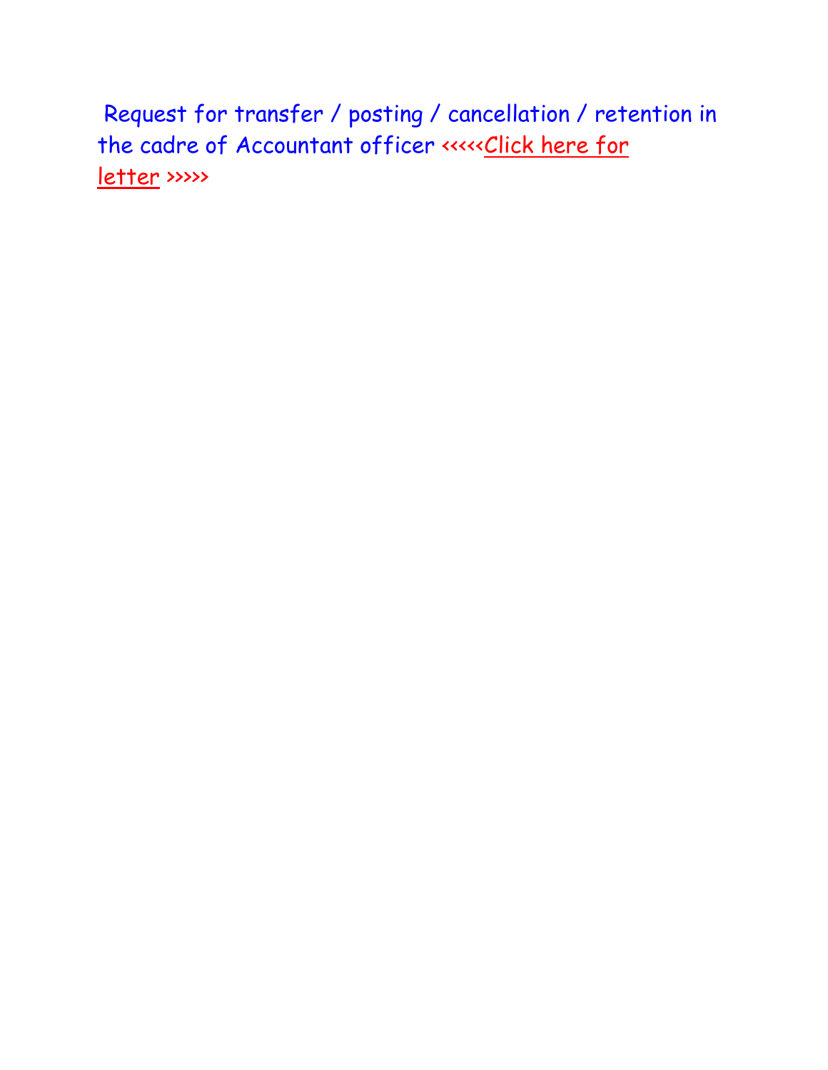Request for transfer / posting / cancellation / retention in the cadre of Accountant officer <<<<<Click here for letter >>>>>